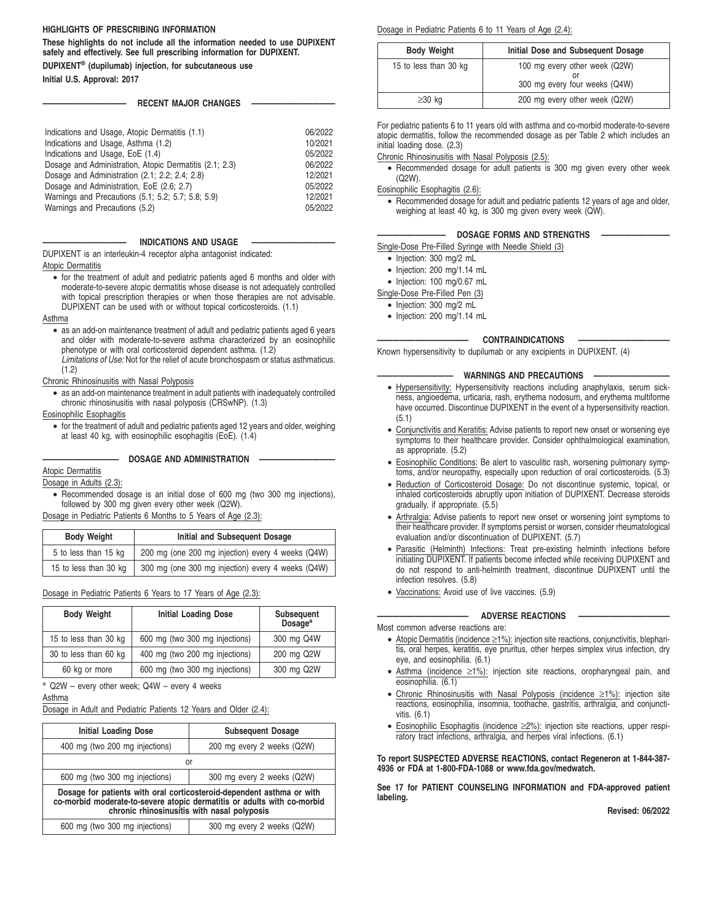**HIGHLIGHTS OF PRESCRIBING INFORMATION**

**These highlights do not include all the information needed to use DUPIXENT safely and effectively. See full prescribing information for DUPIXENT.**

**DUPIXENT® (dupilumab) injection, for subcutaneous use**

**Initial U.S. Approval: 2017**

## RECENT MAJOR CHANGES

| | |
|---|---|
| Indications and Usage, Atopic Dermatitis (1.1) | 06/2022 |
| Indications and Usage, Asthma (1.2) | 10/2021 |
| Indications and Usage, EoE (1.4) | 05/2022 |
| Dosage and Administration, Atopic Dermatitis (2.1; 2.3) | 06/2022 |
| Dosage and Administration (2.1; 2.2; 2.4; 2.8) | 12/2021 |
| Dosage and Administration, EoE (2.6; 2.7) | 05/2022 |
| Warnings and Precautions (5.1; 5.2; 5.7; 5.8; 5.9) | 12/2021 |
| Warnings and Precautions (5.2) | 05/2022 |

## INDICATIONS AND USAGE

DUPIXENT is an interleukin-4 receptor alpha antagonist indicated:

Atopic Dermatitis

- for the treatment of adult and pediatric patients aged 6 months and older with moderate-to-severe atopic dermatitis whose disease is not adequately controlled with topical prescription therapies or when those therapies are not advisable. DUPIXENT can be used with or without topical corticosteroids. (1.1)

Asthma

- as an add-on maintenance treatment of adult and pediatric patients aged 6 years and older with moderate-to-severe asthma characterized by an eosinophilic phenotype or with oral corticosteroid dependent asthma. (1.2)
  *Limitations of Use:* Not for the relief of acute bronchospasm or status asthmaticus. (1.2)

Chronic Rhinosinusitis with Nasal Polyposis

- as an add-on maintenance treatment in adult patients with inadequately controlled chronic rhinosinusitis with nasal polyposis (CRSwNP). (1.3)

Eosinophilic Esophagitis

- for the treatment of adult and pediatric patients aged 12 years and older, weighing at least 40 kg, with eosinophilic esophagitis (EoE). (1.4)

## DOSAGE AND ADMINISTRATION

Atopic Dermatitis

Dosage in Adults (2.3):

- Recommended dosage is an initial dose of 600 mg (two 300 mg injections), followed by 300 mg given every other week (Q2W).

Dosage in Pediatric Patients 6 Months to 5 Years of Age (2.3):

| Body Weight | Initial and Subsequent Dosage |
|---|---|
| 5 to less than 15 kg | 200 mg (one 200 mg injection) every 4 weeks (Q4W) |
| 15 to less than 30 kg | 300 mg (one 300 mg injection) every 4 weeks (Q4W) |

Dosage in Pediatric Patients 6 Years to 17 Years of Age (2.3):

| Body Weight | Initial Loading Dose | Subsequent Dosage[a] |
|---|---|---|
| 15 to less than 30 kg | 600 mg (two 300 mg injections) | 300 mg Q4W |
| 30 to less than 60 kg | 400 mg (two 200 mg injections) | 200 mg Q2W |
| 60 kg or more | 600 mg (two 300 mg injections) | 300 mg Q2W |

[a] Q2W – every other week; Q4W – every 4 weeks

Asthma

Dosage in Adult and Pediatric Patients 12 Years and Older (2.4):

| Initial Loading Dose | Subsequent Dosage |
|---|---|
| 400 mg (two 200 mg injections) | 200 mg every 2 weeks (Q2W) |
| or | |
| 600 mg (two 300 mg injections) | 300 mg every 2 weeks (Q2W) |
| **Dosage for patients with oral corticosteroid-dependent asthma or with co-morbid moderate-to-severe atopic dermatitis or adults with co-morbid chronic rhinosinusitis with nasal polyposis** | |
| 600 mg (two 300 mg injections) | 300 mg every 2 weeks (Q2W) |

Dosage in Pediatric Patients 6 to 11 Years of Age (2.4):

| Body Weight | Initial Dose and Subsequent Dosage |
|---|---|
| 15 to less than 30 kg | 100 mg every other week (Q2W) or 300 mg every four weeks (Q4W) |
| ≥30 kg | 200 mg every other week (Q2W) |

For pediatric patients 6 to 11 years old with asthma and co-morbid moderate-to-severe atopic dermatitis, follow the recommended dosage as per Table 2 which includes an initial loading dose. (2.3)

Chronic Rhinosinusitis with Nasal Polyposis (2.5):

- Recommended dosage for adult patients is 300 mg given every other week (Q2W).

Eosinophilic Esophagitis (2.6):

- Recommended dosage for adult and pediatric patients 12 years of age and older, weighing at least 40 kg, is 300 mg given every week (QW).

## DOSAGE FORMS AND STRENGTHS

Single-Dose Pre-Filled Syringe with Needle Shield (3)

- Injection: 300 mg/2 mL
- Injection: 200 mg/1.14 mL
- Injection: 100 mg/0.67 mL

Single-Dose Pre-Filled Pen (3)

- Injection: 300 mg/2 mL
- Injection: 200 mg/1.14 mL

## CONTRAINDICATIONS

Known hypersensitivity to dupilumab or any excipients in DUPIXENT. (4)

## WARNINGS AND PRECAUTIONS

- Hypersensitivity: Hypersensitivity reactions including anaphylaxis, serum sickness, angioedema, urticaria, rash, erythema nodosum, and erythema multiforme have occurred. Discontinue DUPIXENT in the event of a hypersensitivity reaction. (5.1)
- Conjunctivitis and Keratitis: Advise patients to report new onset or worsening eye symptoms to their healthcare provider. Consider ophthalmological examination, as appropriate. (5.2)
- Eosinophilic Conditions: Be alert to vasculitic rash, worsening pulmonary symptoms, and/or neuropathy, especially upon reduction of oral corticosteroids. (5.3)
- Reduction of Corticosteroid Dosage: Do not discontinue systemic, topical, or inhaled corticosteroids abruptly upon initiation of DUPIXENT. Decrease steroids gradually, if appropriate. (5.5)
- Arthralgia: Advise patients to report new onset or worsening joint symptoms to their healthcare provider. If symptoms persist or worsen, consider rheumatological evaluation and/or discontinuation of DUPIXENT. (5.7)
- Parasitic (Helminth) Infections: Treat pre-existing helminth infections before initiating DUPIXENT. If patients become infected while receiving DUPIXENT and do not respond to anti-helminth treatment, discontinue DUPIXENT until the infection resolves. (5.8)
- Vaccinations: Avoid use of live vaccines. (5.9)

## ADVERSE REACTIONS

Most common adverse reactions are:

- Atopic Dermatitis (incidence ≥1%): injection site reactions, conjunctivitis, blepharitis, oral herpes, keratitis, eye pruritus, other herpes simplex virus infection, dry eye, and eosinophilia. (6.1)
- Asthma (incidence ≥1%): injection site reactions, oropharyngeal pain, and eosinophilia. (6.1)
- Chronic Rhinosinusitis with Nasal Polyposis (incidence ≥1%): injection site reactions, eosinophilia, insomnia, toothache, gastritis, arthralgia, and conjunctivitis. (6.1)
- Eosinophilic Esophagitis (incidence ≥2%): injection site reactions, upper respiratory tract infections, arthralgia, and herpes viral infections. (6.1)

**To report SUSPECTED ADVERSE REACTIONS, contact Regeneron at 1-844-387-4936 or FDA at 1-800-FDA-1088 or www.fda.gov/medwatch.**

**See 17 for PATIENT COUNSELING INFORMATION and FDA-approved patient labeling.**

**Revised: 06/2022**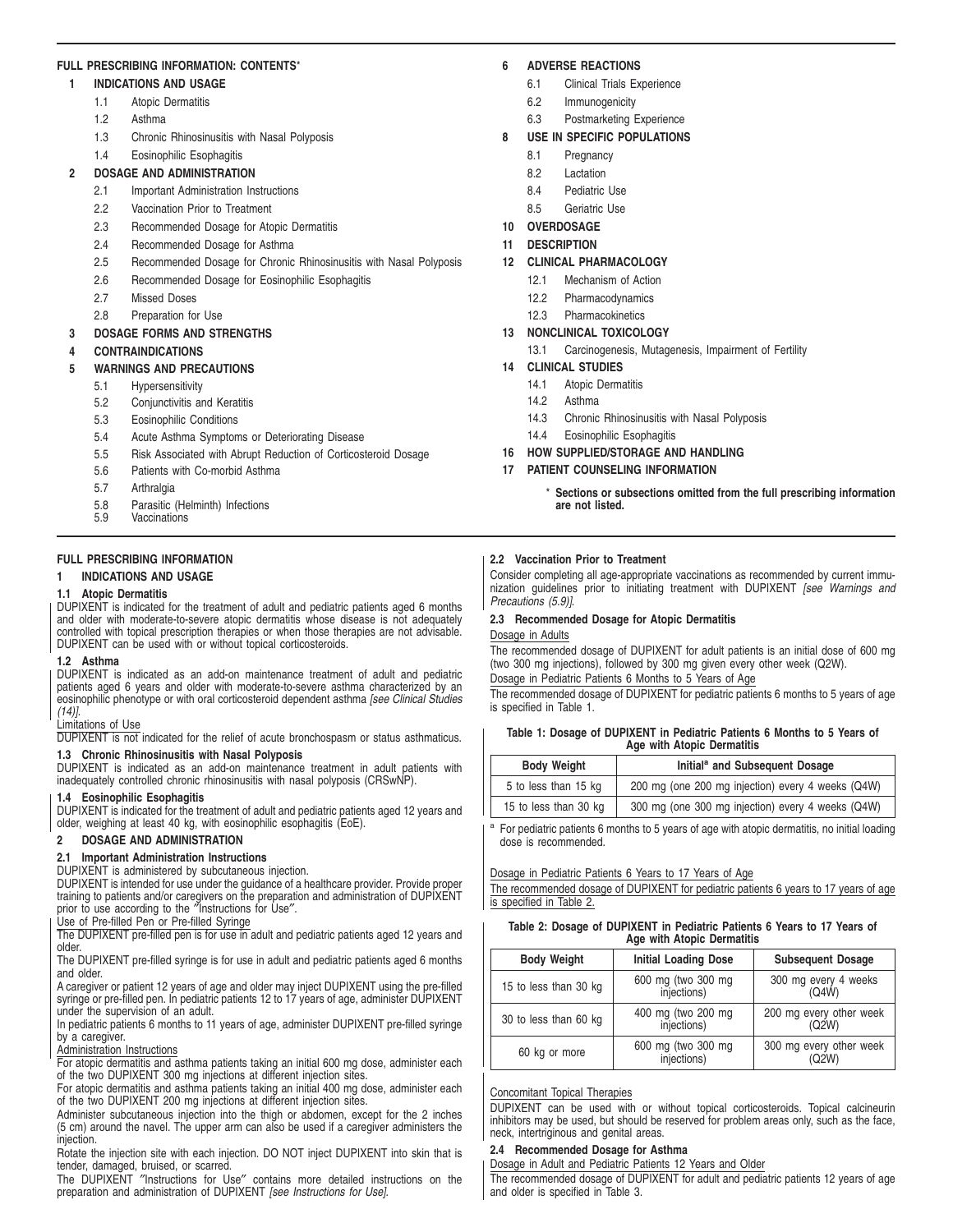## FULL PRESCRIBING INFORMATION: CONTENTS*

**1 INDICATIONS AND USAGE**
- 1.1 Atopic Dermatitis
- 1.2 Asthma
- 1.3 Chronic Rhinosinusitis with Nasal Polyposis
- 1.4 Eosinophilic Esophagitis

**2 DOSAGE AND ADMINISTRATION**
- 2.1 Important Administration Instructions
- 2.2 Vaccination Prior to Treatment
- 2.3 Recommended Dosage for Atopic Dermatitis
- 2.4 Recommended Dosage for Asthma
- 2.5 Recommended Dosage for Chronic Rhinosinusitis with Nasal Polyposis
- 2.6 Recommended Dosage for Eosinophilic Esophagitis
- 2.7 Missed Doses
- 2.8 Preparation for Use

**3 DOSAGE FORMS AND STRENGTHS**

**4 CONTRAINDICATIONS**

**5 WARNINGS AND PRECAUTIONS**
- 5.1 Hypersensitivity
- 5.2 Conjunctivitis and Keratitis
- 5.3 Eosinophilic Conditions
- 5.4 Acute Asthma Symptoms or Deteriorating Disease
- 5.5 Risk Associated with Abrupt Reduction of Corticosteroid Dosage
- 5.6 Patients with Co-morbid Asthma
- 5.7 Arthralgia
- 5.8 Parasitic (Helminth) Infections
- 5.9 Vaccinations

**6 ADVERSE REACTIONS**
- 6.1 Clinical Trials Experience
- 6.2 Immunogenicity
- 6.3 Postmarketing Experience

**8 USE IN SPECIFIC POPULATIONS**
- 8.1 Pregnancy
- 8.2 Lactation
- 8.4 Pediatric Use
- 8.5 Geriatric Use

**10 OVERDOSAGE**

**11 DESCRIPTION**

**12 CLINICAL PHARMACOLOGY**
- 12.1 Mechanism of Action
- 12.2 Pharmacodynamics
- 12.3 Pharmacokinetics

**13 NONCLINICAL TOXICOLOGY**
- 13.1 Carcinogenesis, Mutagenesis, Impairment of Fertility

**14 CLINICAL STUDIES**
- 14.1 Atopic Dermatitis
- 14.2 Asthma
- 14.3 Chronic Rhinosinusitis with Nasal Polyposis
- 14.4 Eosinophilic Esophagitis

**16 HOW SUPPLIED/STORAGE AND HANDLING**

**17 PATIENT COUNSELING INFORMATION**

\* **Sections or subsections omitted from the full prescribing information are not listed.**

## FULL PRESCRIBING INFORMATION

## 1 INDICATIONS AND USAGE

### 1.1 Atopic Dermatitis

DUPIXENT is indicated for the treatment of adult and pediatric patients aged 6 months and older with moderate-to-severe atopic dermatitis whose disease is not adequately controlled with topical prescription therapies or when those therapies are not advisable. DUPIXENT can be used with or without topical corticosteroids.

### 1.2 Asthma

DUPIXENT is indicated as an add-on maintenance treatment of adult and pediatric patients aged 6 years and older with moderate-to-severe asthma characterized by an eosinophilic phenotype or with oral corticosteroid dependent asthma *[see Clinical Studies (14)]*.

Limitations of Use

DUPIXENT is not indicated for the relief of acute bronchospasm or status asthmaticus.

### 1.3 Chronic Rhinosinusitis with Nasal Polyposis

DUPIXENT is indicated as an add-on maintenance treatment in adult patients with inadequately controlled chronic rhinosinusitis with nasal polyposis (CRSwNP).

### 1.4 Eosinophilic Esophagitis

DUPIXENT is indicated for the treatment of adult and pediatric patients aged 12 years and older, weighing at least 40 kg, with eosinophilic esophagitis (EoE).

## 2 DOSAGE AND ADMINISTRATION

### 2.1 Important Administration Instructions

DUPIXENT is administered by subcutaneous injection.

DUPIXENT is intended for use under the guidance of a healthcare provider. Provide proper training to patients and/or caregivers on the preparation and administration of DUPIXENT prior to use according to the "Instructions for Use".

Use of Pre-filled Pen or Pre-filled Syringe

The DUPIXENT pre-filled pen is for use in adult and pediatric patients aged 12 years and older.

The DUPIXENT pre-filled syringe is for use in adult and pediatric patients aged 6 months and older.

A caregiver or patient 12 years of age and older may inject DUPIXENT using the pre-filled syringe or pre-filled pen. In pediatric patients 12 to 17 years of age, administer DUPIXENT under the supervision of an adult.

In pediatric patients 6 months to 11 years of age, administer DUPIXENT pre-filled syringe by a caregiver.

Administration Instructions

For atopic dermatitis and asthma patients taking an initial 600 mg dose, administer each of the two DUPIXENT 300 mg injections at different injection sites.

For atopic dermatitis and asthma patients taking an initial 400 mg dose, administer each of the two DUPIXENT 200 mg injections at different injection sites.

Administer subcutaneous injection into the thigh or abdomen, except for the 2 inches (5 cm) around the navel. The upper arm can also be used if a caregiver administers the injection.

Rotate the injection site with each injection. DO NOT inject DUPIXENT into skin that is tender, damaged, bruised, or scarred.

The DUPIXENT "Instructions for Use" contains more detailed instructions on the preparation and administration of DUPIXENT *[see Instructions for Use]*.

### 2.2 Vaccination Prior to Treatment

Consider completing all age-appropriate vaccinations as recommended by current immunization guidelines prior to initiating treatment with DUPIXENT *[see Warnings and Precautions (5.9)]*.

### 2.3 Recommended Dosage for Atopic Dermatitis

Dosage in Adults

The recommended dosage of DUPIXENT for adult patients is an initial dose of 600 mg (two 300 mg injections), followed by 300 mg given every other week (Q2W).

Dosage in Pediatric Patients 6 Months to 5 Years of Age

The recommended dosage of DUPIXENT for pediatric patients 6 months to 5 years of age is specified in Table 1.

**Table 1: Dosage of DUPIXENT in Pediatric Patients 6 Months to 5 Years of Age with Atopic Dermatitis**

| Body Weight | Initial[a] and Subsequent Dosage |
|---|---|
| 5 to less than 15 kg | 200 mg (one 200 mg injection) every 4 weeks (Q4W) |
| 15 to less than 30 kg | 300 mg (one 300 mg injection) every 4 weeks (Q4W) |

[a] For pediatric patients 6 months to 5 years of age with atopic dermatitis, no initial loading dose is recommended.

Dosage in Pediatric Patients 6 Years to 17 Years of Age

The recommended dosage of DUPIXENT for pediatric patients 6 years to 17 years of age is specified in Table 2.

**Table 2: Dosage of DUPIXENT in Pediatric Patients 6 Years to 17 Years of Age with Atopic Dermatitis**

| Body Weight | Initial Loading Dose | Subsequent Dosage |
|---|---|---|
| 15 to less than 30 kg | 600 mg (two 300 mg injections) | 300 mg every 4 weeks (Q4W) |
| 30 to less than 60 kg | 400 mg (two 200 mg injections) | 200 mg every other week (Q2W) |
| 60 kg or more | 600 mg (two 300 mg injections) | 300 mg every other week (Q2W) |

Concomitant Topical Therapies

DUPIXENT can be used with or without topical corticosteroids. Topical calcineurin inhibitors may be used, but should be reserved for problem areas only, such as the face, neck, intertriginous and genital areas.

### 2.4 Recommended Dosage for Asthma

Dosage in Adult and Pediatric Patients 12 Years and Older

The recommended dosage of DUPIXENT for adult and pediatric patients 12 years of age and older is specified in Table 3.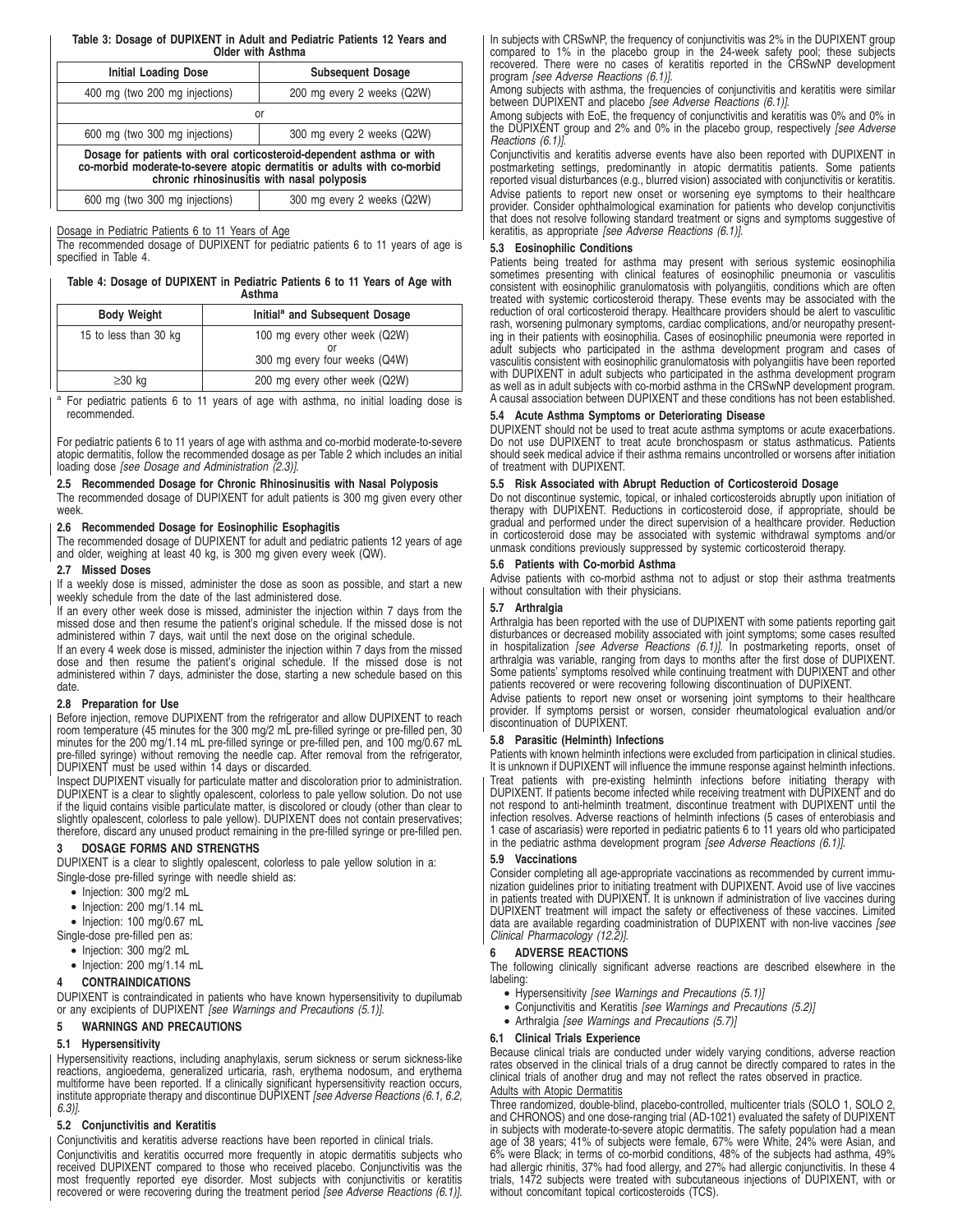**Table 3: Dosage of DUPIXENT in Adult and Pediatric Patients 12 Years and Older with Asthma**

| Initial Loading Dose | Subsequent Dosage |
|---|---|
| 400 mg (two 200 mg injections) | 200 mg every 2 weeks (Q2W) |
| or | |
| 600 mg (two 300 mg injections) | 300 mg every 2 weeks (Q2W) |
| **Dosage for patients with oral corticosteroid-dependent asthma or with co-morbid moderate-to-severe atopic dermatitis or adults with co-morbid chronic rhinosinusitis with nasal polyposis** | |
| 600 mg (two 300 mg injections) | 300 mg every 2 weeks (Q2W) |

Dosage in Pediatric Patients 6 to 11 Years of Age

The recommended dosage of DUPIXENT for pediatric patients 6 to 11 years of age is specified in Table 4.

**Table 4: Dosage of DUPIXENT in Pediatric Patients 6 to 11 Years of Age with Asthma**

| Body Weight | Initial[a] and Subsequent Dosage |
|---|---|
| 15 to less than 30 kg | 100 mg every other week (Q2W) or 300 mg every four weeks (Q4W) |
| ≥30 kg | 200 mg every other week (Q2W) |

[a] For pediatric patients 6 to 11 years of age with asthma, no initial loading dose is recommended.

For pediatric patients 6 to 11 years of age with asthma and co-morbid moderate-to-severe atopic dermatitis, follow the recommended dosage as per Table 2 which includes an initial loading dose *[see Dosage and Administration (2.3)]*.

### 2.5 Recommended Dosage for Chronic Rhinosinusitis with Nasal Polyposis

The recommended dosage of DUPIXENT for adult patients is 300 mg given every other week.

### 2.6 Recommended Dosage for Eosinophilic Esophagitis

The recommended dosage of DUPIXENT for adult and pediatric patients 12 years of age and older, weighing at least 40 kg, is 300 mg given every week (QW).

### 2.7 Missed Doses

If a weekly dose is missed, administer the dose as soon as possible, and start a new weekly schedule from the date of the last administered dose.

If an every other week dose is missed, administer the injection within 7 days from the missed dose and then resume the patient's original schedule. If the missed dose is not administered within 7 days, wait until the next dose on the original schedule.

If an every 4 week dose is missed, administer the injection within 7 days from the missed dose and then resume the patient's original schedule. If the missed dose is not administered within 7 days, administer the dose, starting a new schedule based on this date.

### 2.8 Preparation for Use

Before injection, remove DUPIXENT from the refrigerator and allow DUPIXENT to reach room temperature (45 minutes for the 300 mg/2 mL pre-filled syringe or pre-filled pen, 30 minutes for the 200 mg/1.14 mL pre-filled syringe or pre-filled pen, and 100 mg/0.67 mL pre-filled syringe) without removing the needle cap. After removal from the refrigerator, DUPIXENT must be used within 14 days or discarded.

Inspect DUPIXENT visually for particulate matter and discoloration prior to administration. DUPIXENT is a clear to slightly opalescent, colorless to pale yellow solution. Do not use if the liquid contains visible particulate matter, is discolored or cloudy (other than clear to slightly opalescent, colorless to pale yellow). DUPIXENT does not contain preservatives; therefore, discard any unused product remaining in the pre-filled syringe or pre-filled pen.

## 3 DOSAGE FORMS AND STRENGTHS

DUPIXENT is a clear to slightly opalescent, colorless to pale yellow solution in a:

Single-dose pre-filled syringe with needle shield as:

- Injection: 300 mg/2 mL
- Injection: 200 mg/1.14 mL
- Injection: 100 mg/0.67 mL

Single-dose pre-filled pen as:

- Injection: 300 mg/2 mL
- Injection: 200 mg/1.14 mL

## 4 CONTRAINDICATIONS

DUPIXENT is contraindicated in patients who have known hypersensitivity to dupilumab or any excipients of DUPIXENT *[see Warnings and Precautions (5.1)]*.

## 5 WARNINGS AND PRECAUTIONS

### 5.1 Hypersensitivity

Hypersensitivity reactions, including anaphylaxis, serum sickness or serum sickness-like reactions, angioedema, generalized urticaria, rash, erythema nodosum, and erythema multiforme have been reported. If a clinically significant hypersensitivity reaction occurs, institute appropriate therapy and discontinue DUPIXENT *[see Adverse Reactions (6.1, 6.2, 6.3)]*.

### 5.2 Conjunctivitis and Keratitis

Conjunctivitis and keratitis adverse reactions have been reported in clinical trials.

Conjunctivitis and keratitis occurred more frequently in atopic dermatitis subjects who received DUPIXENT compared to those who received placebo. Conjunctivitis was the most frequently reported eye disorder. Most subjects with conjunctivitis or keratitis recovered or were recovering during the treatment period *[see Adverse Reactions (6.1)]*.

In subjects with CRSwNP, the frequency of conjunctivitis was 2% in the DUPIXENT group compared to 1% in the placebo group in the 24-week safety pool; these subjects recovered. There were no cases of keratitis reported in the CRSwNP development program *[see Adverse Reactions (6.1)]*.

Among subjects with asthma, the frequencies of conjunctivitis and keratitis were similar between DUPIXENT and placebo *[see Adverse Reactions (6.1)]*.

Among subjects with EoE, the frequency of conjunctivitis and keratitis was 0% and 0% in the DUPIXENT group and 2% and 0% in the placebo group, respectively *[see Adverse Reactions (6.1)]*.

Conjunctivitis and keratitis adverse events have also been reported with DUPIXENT in postmarketing settings, predominantly in atopic dermatitis patients. Some patients reported visual disturbances (e.g., blurred vision) associated with conjunctivitis or keratitis. Advise patients to report new onset or worsening eye symptoms to their healthcare provider. Consider ophthalmological examination for patients who develop conjunctivitis that does not resolve following standard treatment or signs and symptoms suggestive of keratitis, as appropriate *[see Adverse Reactions (6.1)]*.

### 5.3 Eosinophilic Conditions

Patients being treated for asthma may present with serious systemic eosinophilia sometimes presenting with clinical features of eosinophilic pneumonia or vasculitis consistent with eosinophilic granulomatosis with polyangiitis, conditions which are often treated with systemic corticosteroid therapy. These events may be associated with the reduction of oral corticosteroid therapy. Healthcare providers should be alert to vasculitic rash, worsening pulmonary symptoms, cardiac complications, and/or neuropathy presenting in their patients with eosinophilia. Cases of eosinophilic pneumonia were reported in adult subjects who participated in the asthma development program and cases of vasculitis consistent with eosinophilic granulomatosis with polyangiitis have been reported with DUPIXENT in adult subjects who participated in the asthma development program as well as in adult subjects with co-morbid asthma in the CRSwNP development program. A causal association between DUPIXENT and these conditions has not been established.

### 5.4 Acute Asthma Symptoms or Deteriorating Disease

DUPIXENT should not be used to treat acute asthma symptoms or acute exacerbations. Do not use DUPIXENT to treat acute bronchospasm or status asthmaticus. Patients should seek medical advice if their asthma remains uncontrolled or worsens after initiation of treatment with DUPIXENT.

### 5.5 Risk Associated with Abrupt Reduction of Corticosteroid Dosage

Do not discontinue systemic, topical, or inhaled corticosteroids abruptly upon initiation of therapy with DUPIXENT. Reductions in corticosteroid dose, if appropriate, should be gradual and performed under the direct supervision of a healthcare provider. Reduction in corticosteroid dose may be associated with systemic withdrawal symptoms and/or unmask conditions previously suppressed by systemic corticosteroid therapy.

### 5.6 Patients with Co-morbid Asthma

Advise patients with co-morbid asthma not to adjust or stop their asthma treatments without consultation with their physicians.

### 5.7 Arthralgia

Arthralgia has been reported with the use of DUPIXENT with some patients reporting gait disturbances or decreased mobility associated with joint symptoms; some cases resulted in hospitalization *[see Adverse Reactions (6.1)]*. In postmarketing reports, onset of arthralgia was variable, ranging from days to months after the first dose of DUPIXENT. Some patients' symptoms resolved while continuing treatment with DUPIXENT and other patients recovered or were recovering following discontinuation of DUPIXENT.

Advise patients to report new onset or worsening joint symptoms to their healthcare provider. If symptoms persist or worsen, consider rheumatological evaluation and/or discontinuation of DUPIXENT.

### 5.8 Parasitic (Helminth) Infections

Patients with known helminth infections were excluded from participation in clinical studies. It is unknown if DUPIXENT will influence the immune response against helminth infections. Treat patients with pre-existing helminth infections before initiating therapy with DUPIXENT. If patients become infected while receiving treatment with DUPIXENT and do not respond to anti-helminth treatment, discontinue treatment with DUPIXENT until the infection resolves. Adverse reactions of helminth infections (5 cases of enterobiasis and 1 case of ascariasis) were reported in pediatric patients 6 to 11 years old who participated in the pediatric asthma development program *[see Adverse Reactions (6.1)]*.

### 5.9 Vaccinations

Consider completing all age-appropriate vaccinations as recommended by current immunization guidelines prior to initiating treatment with DUPIXENT. Avoid use of live vaccines in patients treated with DUPIXENT. It is unknown if administration of live vaccines during DUPIXENT treatment will impact the safety or effectiveness of these vaccines. Limited data are available regarding coadministration of DUPIXENT with non-live vaccines *[see Clinical Pharmacology (12.2)]*.

## 6 ADVERSE REACTIONS

The following clinically significant adverse reactions are described elsewhere in the labeling:

- Hypersensitivity *[see Warnings and Precautions (5.1)]*
- Conjunctivitis and Keratitis *[see Warnings and Precautions (5.2)]*
- Arthralgia *[see Warnings and Precautions (5.7)]*

### 6.1 Clinical Trials Experience

Because clinical trials are conducted under widely varying conditions, adverse reaction rates observed in the clinical trials of a drug cannot be directly compared to rates in the clinical trials of another drug and may not reflect the rates observed in practice.

Adults with Atopic Dermatitis

Three randomized, double-blind, placebo-controlled, multicenter trials (SOLO 1, SOLO 2, and CHRONOS) and one dose-ranging trial (AD-1021) evaluated the safety of DUPIXENT in subjects with moderate-to-severe atopic dermatitis. The safety population had a mean age of 38 years; 41% of subjects were female, 67% were White, 24% were Asian, and 6% were Black; in terms of co-morbid conditions, 48% of the subjects had asthma, 49% had allergic rhinitis, 37% had food allergy, and 27% had allergic conjunctivitis. In these 4 trials, 1472 subjects were treated with subcutaneous injections of DUPIXENT, with or without concomitant topical corticosteroids (TCS).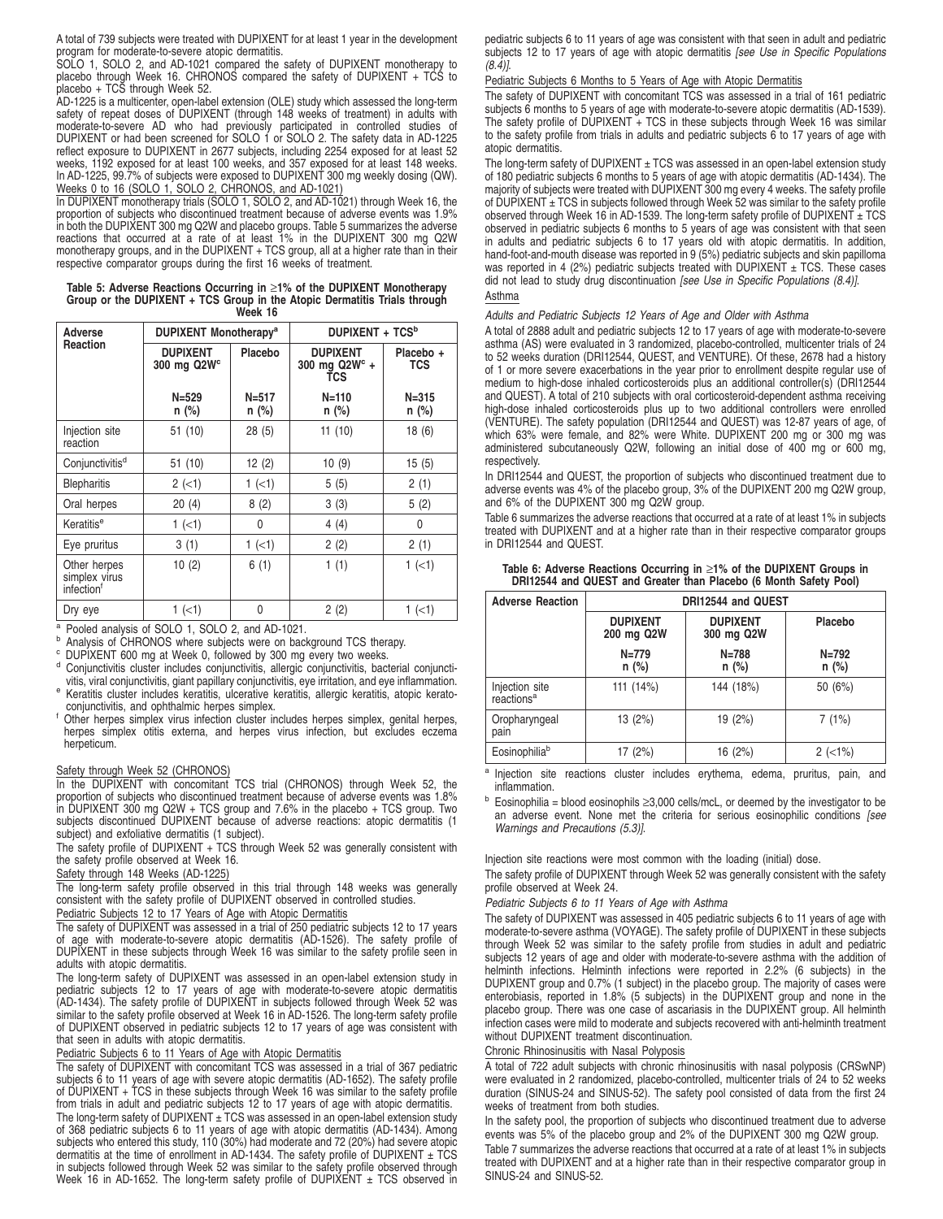A total of 739 subjects were treated with DUPIXENT for at least 1 year in the development program for moderate-to-severe atopic dermatitis.

SOLO 1, SOLO 2, and AD-1021 compared the safety of DUPIXENT monotherapy to placebo through Week 16. CHRONOS compared the safety of DUPIXENT + TCS to placebo + TCS through Week 52.

AD-1225 is a multicenter, open-label extension (OLE) study which assessed the long-term safety of repeat doses of DUPIXENT (through 148 weeks of treatment) in adults with moderate-to-severe AD who had previously participated in controlled studies of DUPIXENT or had been screened for SOLO 1 or SOLO 2. The safety data in AD-1225 reflect exposure to DUPIXENT in 2677 subjects, including 2254 exposed for at least 52 weeks, 1192 exposed for at least 100 weeks, and 357 exposed for at least 148 weeks. In AD-1225, 99.7% of subjects were exposed to DUPIXENT 300 mg weekly dosing (QW).

Weeks 0 to 16 (SOLO 1, SOLO 2, CHRONOS, and AD-1021)

In DUPIXENT monotherapy trials (SOLO 1, SOLO 2, and AD-1021) through Week 16, the proportion of subjects who discontinued treatment because of adverse events was 1.9% in both the DUPIXENT 300 mg Q2W and placebo groups. Table 5 summarizes the adverse reactions that occurred at a rate of at least 1% in the DUPIXENT 300 mg Q2W monotherapy groups, and in the DUPIXENT + TCS group, all at a higher rate than in their respective comparator groups during the first 16 weeks of treatment.

**Table 5: Adverse Reactions Occurring in ≥1% of the DUPIXENT Monotherapy Group or the DUPIXENT + TCS Group in the Atopic Dermatitis Trials through Week 16**

| Adverse Reaction | DUPIXENT Monotherapy[a] | | DUPIXENT + TCS[b] | |
|---|---|---|---|---|
| | DUPIXENT 300 mg Q2W[c] | Placebo | DUPIXENT 300 mg Q2W[c] + TCS | Placebo + TCS |
| | N=529 n (%) | N=517 n (%) | N=110 n (%) | N=315 n (%) |
| Injection site reaction | 51 (10) | 28 (5) | 11 (10) | 18 (6) |
| Conjunctivitis[d] | 51 (10) | 12 (2) | 10 (9) | 15 (5) |
| Blepharitis | 2 (<1) | 1 (<1) | 5 (5) | 2 (1) |
| Oral herpes | 20 (4) | 8 (2) | 3 (3) | 5 (2) |
| Keratitis[e] | 1 (<1) | 0 | 4 (4) | 0 |
| Eye pruritus | 3 (1) | 1 (<1) | 2 (2) | 2 (1) |
| Other herpes simplex virus infection[f] | 10 (2) | 6 (1) | 1 (1) | 1 (<1) |
| Dry eye | 1 (<1) | 0 | 2 (2) | 1 (<1) |

[a] Pooled analysis of SOLO 1, SOLO 2, and AD-1021.
[b] Analysis of CHRONOS where subjects were on background TCS therapy.
[c] DUPIXENT 600 mg at Week 0, followed by 300 mg every two weeks.
[d] Conjunctivitis cluster includes conjunctivitis, allergic conjunctivitis, bacterial conjunctivitis, viral conjunctivitis, giant papillary conjunctivitis, eye irritation, and eye inflammation.
[e] Keratitis cluster includes keratitis, ulcerative keratitis, allergic keratitis, atopic keratoconjunctivitis, and ophthalmic herpes simplex.
[f] Other herpes simplex virus infection cluster includes herpes simplex, genital herpes, herpes simplex otitis externa, and herpes virus infection, but excludes eczema herpeticum.

Safety through Week 52 (CHRONOS)

In the DUPIXENT with concomitant TCS trial (CHRONOS) through Week 52, the proportion of subjects who discontinued treatment because of adverse events was 1.8% in DUPIXENT 300 mg Q2W + TCS group and 7.6% in the placebo + TCS group. Two subjects discontinued DUPIXENT because of adverse reactions: atopic dermatitis (1 subject) and exfoliative dermatitis (1 subject).

The safety profile of DUPIXENT + TCS through Week 52 was generally consistent with the safety profile observed at Week 16.

Safety through 148 Weeks (AD-1225)

The long-term safety profile observed in this trial through 148 weeks was generally consistent with the safety profile of DUPIXENT observed in controlled studies.

Pediatric Subjects 12 to 17 Years of Age with Atopic Dermatitis

The safety of DUPIXENT was assessed in a trial of 250 pediatric subjects 12 to 17 years of age with moderate-to-severe atopic dermatitis (AD-1526). The safety profile of DUPIXENT in these subjects through Week 16 was similar to the safety profile seen in adults with atopic dermatitis.

The long-term safety of DUPIXENT was assessed in an open-label extension study in pediatric subjects 12 to 17 years of age with moderate-to-severe atopic dermatitis (AD-1434). The safety profile of DUPIXENT in subjects followed through Week 52 was similar to the safety profile observed at Week 16 in AD-1526. The long-term safety profile of DUPIXENT observed in pediatric subjects 12 to 17 years of age was consistent with that seen in adults with atopic dermatitis.

Pediatric Subjects 6 to 11 Years of Age with Atopic Dermatitis

The safety of DUPIXENT with concomitant TCS was assessed in a trial of 367 pediatric subjects 6 to 11 years of age with severe atopic dermatitis (AD-1652). The safety profile of DUPIXENT + TCS in these subjects through Week 16 was similar to the safety profile from trials in adult and pediatric subjects 12 to 17 years of age with atopic dermatitis.

The long-term safety of DUPIXENT ± TCS was assessed in an open-label extension study of 368 pediatric subjects 6 to 11 years of age with atopic dermatitis (AD-1434). Among subjects who entered this study, 110 (30%) had moderate and 72 (20%) had severe atopic dermatitis at the time of enrollment in AD-1434. The safety profile of DUPIXENT ± TCS in subjects followed through Week 52 was similar to the safety profile observed through Week 16 in AD-1652. The long-term safety profile of DUPIXENT ± TCS observed in pediatric subjects 6 to 11 years of age was consistent with that seen in adult and pediatric subjects 12 to 17 years of age with atopic dermatitis *[see Use in Specific Populations (8.4)]*.

Pediatric Subjects 6 Months to 5 Years of Age with Atopic Dermatitis

The safety of DUPIXENT with concomitant TCS was assessed in a trial of 161 pediatric subjects 6 months to 5 years of age with moderate-to-severe atopic dermatitis (AD-1539). The safety profile of DUPIXENT + TCS in these subjects through Week 16 was similar to the safety profile from trials in adults and pediatric subjects 6 to 17 years of age with atopic dermatitis.

The long-term safety of DUPIXENT ± TCS was assessed in an open-label extension study of 180 pediatric subjects 6 months to 5 years of age with atopic dermatitis (AD-1434). The majority of subjects were treated with DUPIXENT 300 mg every 4 weeks. The safety profile of DUPIXENT ± TCS in subjects followed through Week 52 was similar to the safety profile observed through Week 16 in AD-1539. The long-term safety profile of DUPIXENT ± TCS observed in pediatric subjects 6 months to 5 years of age was consistent with that seen in adults and pediatric subjects 6 to 17 years old with atopic dermatitis. In addition, hand-foot-and-mouth disease was reported in 9 (5%) pediatric subjects and skin papilloma was reported in 4 (2%) pediatric subjects treated with DUPIXENT ± TCS. These cases did not lead to study drug discontinuation *[see Use in Specific Populations (8.4)]*.

Asthma

*Adults and Pediatric Subjects 12 Years of Age and Older with Asthma*

A total of 2888 adult and pediatric subjects 12 to 17 years of age with moderate-to-severe asthma (AS) were evaluated in 3 randomized, placebo-controlled, multicenter trials of 24 to 52 weeks duration (DRI12544, QUEST, and VENTURE). Of these, 2678 had a history of 1 or more severe exacerbations in the year prior to enrollment despite regular use of medium to high-dose inhaled corticosteroids plus an additional controller(s) (DRI12544 and QUEST). A total of 210 subjects with oral corticosteroid-dependent asthma receiving high-dose inhaled corticosteroids plus up to two additional controllers were enrolled (VENTURE). The safety population (DRI12544 and QUEST) was 12-87 years of age, of which 63% were female, and 82% were White. DUPIXENT 200 mg or 300 mg was administered subcutaneously Q2W, following an initial dose of 400 mg or 600 mg, respectively.

In DRI12544 and QUEST, the proportion of subjects who discontinued treatment due to adverse events was 4% of the placebo group, 3% of the DUPIXENT 200 mg Q2W group, and 6% of the DUPIXENT 300 mg Q2W group.

Table 6 summarizes the adverse reactions that occurred at a rate of at least 1% in subjects treated with DUPIXENT and at a higher rate than in their respective comparator groups in DRI12544 and QUEST.

**Table 6: Adverse Reactions Occurring in ≥1% of the DUPIXENT Groups in DRI12544 and QUEST and Greater than Placebo (6 Month Safety Pool)**

| Adverse Reaction | DRI12544 and QUEST | | |
|---|---|---|---|
| | DUPIXENT 200 mg Q2W | DUPIXENT 300 mg Q2W | Placebo |
| | N=779 n (%) | N=788 n (%) | N=792 n (%) |
| Injection site reactions[a] | 111 (14%) | 144 (18%) | 50 (6%) |
| Oropharyngeal pain | 13 (2%) | 19 (2%) | 7 (1%) |
| Eosinophilia[b] | 17 (2%) | 16 (2%) | 2 (<1%) |

[a] Injection site reactions cluster includes erythema, edema, pruritus, pain, and inflammation.
[b] Eosinophilia = blood eosinophils ≥3,000 cells/mcL, or deemed by the investigator to be an adverse event. None met the criteria for serious eosinophilic conditions *[see Warnings and Precautions (5.3)]*.

Injection site reactions were most common with the loading (initial) dose.

The safety profile of DUPIXENT through Week 52 was generally consistent with the safety profile observed at Week 24.

*Pediatric Subjects 6 to 11 Years of Age with Asthma*

The safety of DUPIXENT was assessed in 405 pediatric subjects 6 to 11 years of age with moderate-to-severe asthma (VOYAGE). The safety profile of DUPIXENT in these subjects through Week 52 was similar to the safety profile from studies in adult and pediatric subjects 12 years of age and older with moderate-to-severe asthma with the addition of helminth infections. Helminth infections were reported in 2.2% (6 subjects) in the DUPIXENT group and 0.7% (1 subject) in the placebo group. The majority of cases were enterobiasis, reported in 1.8% (5 subjects) in the DUPIXENT group and none in the placebo group. There was one case of ascariasis in the DUPIXENT group. All helminth infection cases were mild to moderate and subjects recovered with anti-helminth treatment without DUPIXENT treatment discontinuation.

Chronic Rhinosinusitis with Nasal Polyposis

A total of 722 adult subjects with chronic rhinosinusitis with nasal polyposis (CRSwNP) were evaluated in 2 randomized, placebo-controlled, multicenter trials of 24 to 52 weeks duration (SINUS-24 and SINUS-52). The safety pool consisted of data from the first 24 weeks of treatment from both studies.

In the safety pool, the proportion of subjects who discontinued treatment due to adverse events was 5% of the placebo group and 2% of the DUPIXENT 300 mg Q2W group.

Table 7 summarizes the adverse reactions that occurred at a rate of at least 1% in subjects treated with DUPIXENT and at a higher rate than in their respective comparator group in SINUS-24 and SINUS-52.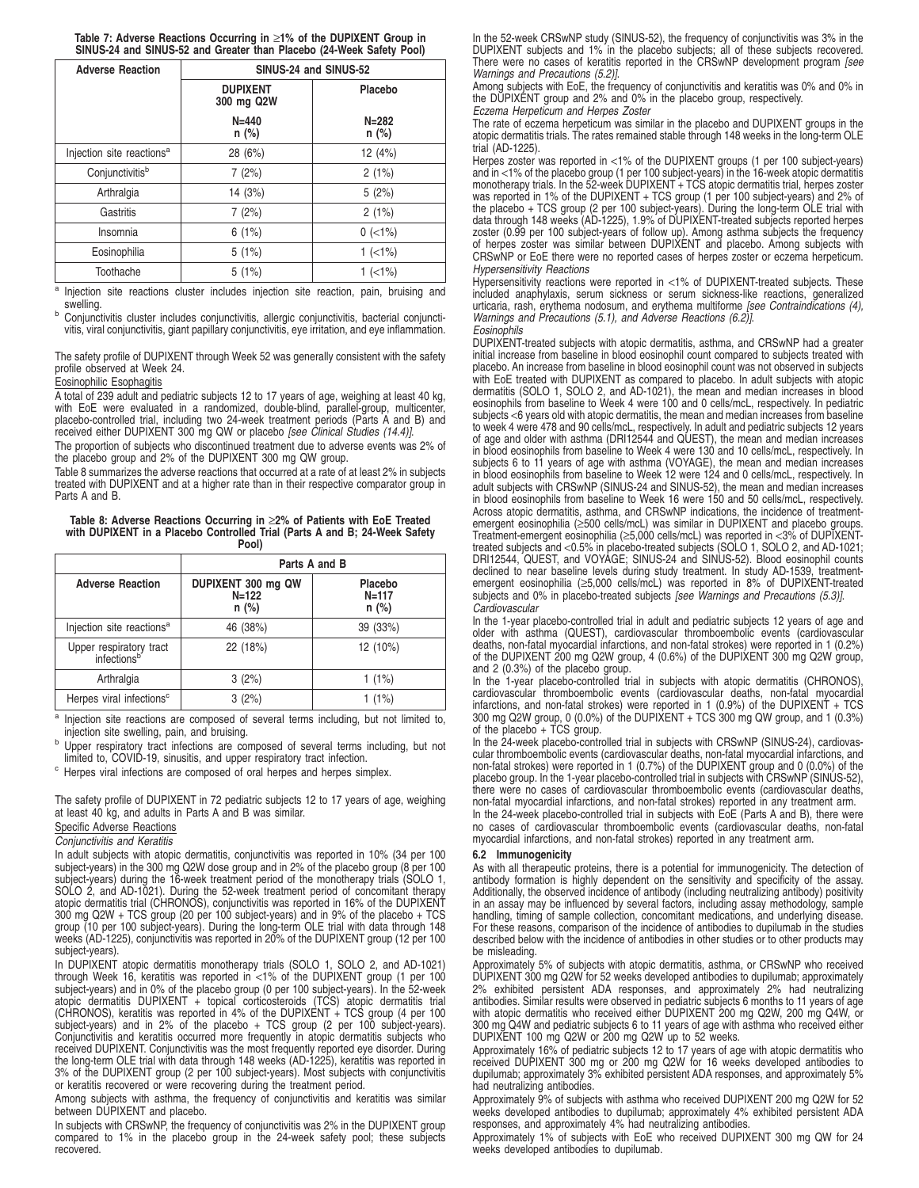**Table 7: Adverse Reactions Occurring in ≥1% of the DUPIXENT Group in SINUS-24 and SINUS-52 and Greater than Placebo (24-Week Safety Pool)**

| Adverse Reaction | SINUS-24 and SINUS-52 | |
|---|---|---|
| | DUPIXENT 300 mg Q2W | Placebo |
| | N=440 n (%) | N=282 n (%) |
| Injection site reactions[a] | 28 (6%) | 12 (4%) |
| Conjunctivitis[b] | 7 (2%) | 2 (1%) |
| Arthralgia | 14 (3%) | 5 (2%) |
| Gastritis | 7 (2%) | 2 (1%) |
| Insomnia | 6 (1%) | 0 (<1%) |
| Eosinophilia | 5 (1%) | 1 (<1%) |
| Toothache | 5 (1%) | 1 (<1%) |

[a] Injection site reactions cluster includes injection site reaction, pain, bruising and swelling.

[b] Conjunctivitis cluster includes conjunctivitis, allergic conjunctivitis, bacterial conjunctivitis, viral conjunctivitis, giant papillary conjunctivitis, eye irritation, and eye inflammation.

The safety profile of DUPIXENT through Week 52 was generally consistent with the safety profile observed at Week 24.

Eosinophilic Esophagitis

A total of 239 adult and pediatric subjects 12 to 17 years of age, weighing at least 40 kg, with EoE were evaluated in a randomized, double-blind, parallel-group, multicenter, placebo-controlled trial, including two 24-week treatment periods (Parts A and B) and received either DUPIXENT 300 mg QW or placebo *[see Clinical Studies (14.4)]*.

The proportion of subjects who discontinued treatment due to adverse events was 2% of the placebo group and 2% of the DUPIXENT 300 mg QW group.

Table 8 summarizes the adverse reactions that occurred at a rate of at least 2% in subjects treated with DUPIXENT and at a higher rate than in their respective comparator group in Parts A and B.

**Table 8: Adverse Reactions Occurring in ≥2% of Patients with EoE Treated with DUPIXENT in a Placebo Controlled Trial (Parts A and B; 24-Week Safety Pool)**

| | Parts A and B | |
|---|---|---|
| Adverse Reaction | DUPIXENT 300 mg QW N=122 n (%) | Placebo N=117 n (%) |
| Injection site reactions[a] | 46 (38%) | 39 (33%) |
| Upper respiratory tract infections[b] | 22 (18%) | 12 (10%) |
| Arthralgia | 3 (2%) | 1 (1%) |
| Herpes viral infections[c] | 3 (2%) | 1 (1%) |

[a] Injection site reactions are composed of several terms including, but not limited to, injection site swelling, pain, and bruising.

[b] Upper respiratory tract infections are composed of several terms including, but not limited to, COVID-19, sinusitis, and upper respiratory tract infection.

[c] Herpes viral infections are composed of oral herpes and herpes simplex.

The safety profile of DUPIXENT in 72 pediatric subjects 12 to 17 years of age, weighing at least 40 kg, and adults in Parts A and B was similar.

Specific Adverse Reactions

*Conjunctivitis and Keratitis*

In adult subjects with atopic dermatitis, conjunctivitis was reported in 10% (34 per 100 subject-years) in the 300 mg Q2W dose group and in 2% of the placebo group (8 per 100 subject-years) during the 16-week treatment period of the monotherapy trials (SOLO 1, SOLO 2, and AD-1021). During the 52-week treatment period of concomitant therapy atopic dermatitis trial (CHRONOS), conjunctivitis was reported in 16% of the DUPIXENT 300 mg Q2W + TCS group (20 per 100 subject-years) and in 9% of the placebo + TCS group (10 per 100 subject-years). During the long-term OLE trial with data through 148 weeks (AD-1225), conjunctivitis was reported in 20% of the DUPIXENT group (12 per 100 subject-years).

In DUPIXENT atopic dermatitis monotherapy trials (SOLO 1, SOLO 2, and AD-1021) through Week 16, keratitis was reported in <1% of the DUPIXENT group (1 per 100 subject-years) and in 0% of the placebo group (0 per 100 subject-years). In the 52-week atopic dermatitis DUPIXENT + topical corticosteroids (TCS) atopic dermatitis trial (CHRONOS), keratitis was reported in 4% of the DUPIXENT + TCS group (4 per 100 subject-years) and in 2% of the placebo + TCS group (2 per 100 subject-years). Conjunctivitis and keratitis occurred more frequently in atopic dermatitis subjects who received DUPIXENT. Conjunctivitis was the most frequently reported eye disorder. During the long-term OLE trial with data through 148 weeks (AD-1225), keratitis was reported in 3% of the DUPIXENT group (2 per 100 subject-years). Most subjects with conjunctivitis or keratitis recovered or were recovering during the treatment period.

Among subjects with asthma, the frequency of conjunctivitis and keratitis was similar between DUPIXENT and placebo.

In subjects with CRSwNP, the frequency of conjunctivitis was 2% in the DUPIXENT group compared to 1% in the placebo group in the 24-week safety pool; these subjects recovered.

In the 52-week CRSwNP study (SINUS-52), the frequency of conjunctivitis was 3% in the DUPIXENT subjects and 1% in the placebo subjects; all of these subjects recovered. There were no cases of keratitis reported in the CRSwNP development program *[see Warnings and Precautions (5.2)]*.

Among subjects with EoE, the frequency of conjunctivitis and keratitis was 0% and 0% in the DUPIXENT group and 2% and 0% in the placebo group, respectively.

*Eczema Herpeticum and Herpes Zoster*

The rate of eczema herpeticum was similar in the placebo and DUPIXENT groups in the atopic dermatitis trials. The rates remained stable through 148 weeks in the long-term OLE trial (AD-1225).

Herpes zoster was reported in <1% of the DUPIXENT groups (1 per 100 subject-years) and in <1% of the placebo group (1 per 100 subject-years) in the 16-week atopic dermatitis monotherapy trials. In the 52-week DUPIXENT + TCS atopic dermatitis trial, herpes zoster was reported in 1% of the DUPIXENT + TCS group (1 per 100 subject-years) and 2% of the placebo + TCS group (2 per 100 subject-years). During the long-term OLE trial with data through 148 weeks (AD-1225), 1.9% of DUPIXENT-treated subjects reported herpes zoster (0.99 per 100 subject-years of follow up). Among asthma subjects the frequency of herpes zoster was similar between DUPIXENT and placebo. Among subjects with CRSwNP or EoE there were no reported cases of herpes zoster or eczema herpeticum.

*Hypersensitivity Reactions*

Hypersensitivity reactions were reported in <1% of DUPIXENT-treated subjects. These included anaphylaxis, serum sickness or serum sickness-like reactions, generalized urticaria, rash, erythema nodosum, and erythema multiforme *[see Contraindications (4), Warnings and Precautions (5.1), and Adverse Reactions (6.2)]*.

*Eosinophils*

DUPIXENT-treated subjects with atopic dermatitis, asthma, and CRSwNP had a greater initial increase from baseline in blood eosinophil count compared to subjects treated with placebo. An increase from baseline in blood eosinophil count was not observed in subjects with EoE treated with DUPIXENT as compared to placebo. In adult subjects with atopic dermatitis (SOLO 1, SOLO 2, and AD-1021), the mean and median increases in blood eosinophils from baseline to Week 4 were 100 and 0 cells/mcL, respectively. In pediatric subjects <6 years old with atopic dermatitis, the mean and median increases from baseline to week 4 were 478 and 90 cells/mcL, respectively. In adult and pediatric subjects 12 years of age and older with asthma (DRI12544 and QUEST), the mean and median increases in blood eosinophils from baseline to Week 4 were 130 and 10 cells/mcL, respectively. In subjects 6 to 11 years of age with asthma (VOYAGE), the mean and median increases in blood eosinophils from baseline to Week 12 were 124 and 0 cells/mcL, respectively. In adult subjects with CRSwNP (SINUS-24 and SINUS-52), the mean and median increases in blood eosinophils from baseline to Week 16 were 150 and 50 cells/mcL, respectively. Across atopic dermatitis, asthma, and CRSwNP indications, the incidence of treatment-emergent eosinophilia (≥500 cells/mcL) was similar in DUPIXENT and placebo groups. Treatment-emergent eosinophilia (≥5,000 cells/mcL) was reported in <3% of DUPIXENT-treated subjects and <0.5% in placebo-treated subjects (SOLO 1, SOLO 2, and AD-1021; DRI12544, QUEST, and VOYAGE; SINUS-24 and SINUS-52). Blood eosinophil counts declined to near baseline levels during study treatment. In study AD-1539, treatment-emergent eosinophilia (≥5,000 cells/mcL) was reported in 8% of DUPIXENT-treated subjects and 0% in placebo-treated subjects *[see Warnings and Precautions (5.3)]*.

*Cardiovascular*

In the 1-year placebo-controlled trial in adult and pediatric subjects 12 years of age and older with asthma (QUEST), cardiovascular thromboembolic events (cardiovascular deaths, non-fatal myocardial infarctions, and non-fatal strokes) were reported in 1 (0.2%) of the DUPIXENT 200 mg Q2W group, 4 (0.6%) of the DUPIXENT 300 mg Q2W group, and 2 (0.3%) of the placebo group.

In the 1-year placebo-controlled trial in subjects with atopic dermatitis (CHRONOS), cardiovascular thromboembolic events (cardiovascular deaths, non-fatal myocardial infarctions, and non-fatal strokes) were reported in 1 (0.9%) of the DUPIXENT + TCS 300 mg Q2W group, 0 (0.0%) of the DUPIXENT + TCS 300 mg QW group, and 1 (0.3%) of the placebo + TCS group.

In the 24-week placebo-controlled trial in subjects with CRSwNP (SINUS-24), cardiovascular thromboembolic events (cardiovascular deaths, non-fatal myocardial infarctions, and non-fatal strokes) were reported in 1 (0.7%) of the DUPIXENT group and 0 (0.0%) of the placebo group. In the 1-year placebo-controlled trial in subjects with CRSwNP (SINUS-52), there were no cases of cardiovascular thromboembolic events (cardiovascular deaths, non-fatal myocardial infarctions, and non-fatal strokes) reported in any treatment arm.

In the 24-week placebo-controlled trial in subjects with EoE (Parts A and B), there were no cases of cardiovascular thromboembolic events (cardiovascular deaths, non-fatal myocardial infarctions, and non-fatal strokes) reported in any treatment arm.

### 6.2 Immunogenicity

As with all therapeutic proteins, there is a potential for immunogenicity. The detection of antibody formation is highly dependent on the sensitivity and specificity of the assay. Additionally, the observed incidence of antibody (including neutralizing antibody) positivity in an assay may be influenced by several factors, including assay methodology, sample handling, timing of sample collection, concomitant medications, and underlying disease. For these reasons, comparison of the incidence of antibodies to dupilumab in the studies described below with the incidence of antibodies in other studies or to other products may be misleading.

Approximately 5% of subjects with atopic dermatitis, asthma, or CRSwNP who received DUPIXENT 300 mg Q2W for 52 weeks developed antibodies to dupilumab; approximately 2% exhibited persistent ADA responses, and approximately 2% had neutralizing antibodies. Similar results were observed in pediatric subjects 6 months to 11 years of age with atopic dermatitis who received either DUPIXENT 200 mg Q2W, 200 mg Q4W, or 300 mg Q4W and pediatric subjects 6 to 11 years of age with asthma who received either DUPIXENT 100 mg Q2W or 200 mg Q2W up to 52 weeks.

Approximately 16% of pediatric subjects 12 to 17 years of age with atopic dermatitis who received DUPIXENT 300 mg or 200 mg Q2W for 16 weeks developed antibodies to dupilumab; approximately 3% exhibited persistent ADA responses, and approximately 5% had neutralizing antibodies.

Approximately 9% of subjects with asthma who received DUPIXENT 200 mg Q2W for 52 weeks developed antibodies to dupilumab; approximately 4% exhibited persistent ADA responses, and approximately 4% had neutralizing antibodies.

Approximately 1% of subjects with EoE who received DUPIXENT 300 mg QW for 24 weeks developed antibodies to dupilumab.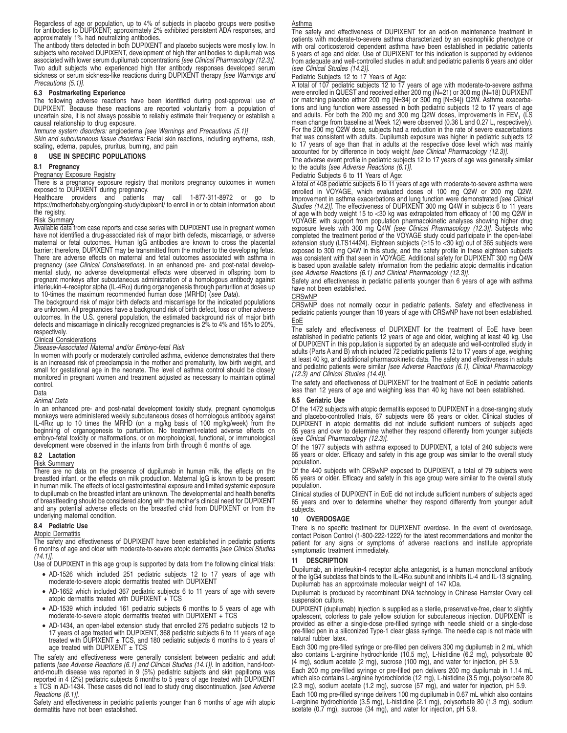Regardless of age or population, up to 4% of subjects in placebo groups were positive for antibodies to DUPIXENT; approximately 2% exhibited persistent ADA responses, and approximately 1% had neutralizing antibodies.

The antibody titers detected in both DUPIXENT and placebo subjects were mostly low. In subjects who received DUPIXENT, development of high titer antibodies to dupilumab was associated with lower serum dupilumab concentrations *[see Clinical Pharmacology (12.3)]*. Two adult subjects who experienced high titer antibody responses developed serum sickness or serum sickness-like reactions during DUPIXENT therapy *[see Warnings and Precautions (5.1)]*.

### 6.3 Postmarketing Experience

The following adverse reactions have been identified during post-approval use of DUPIXENT. Because these reactions are reported voluntarily from a population of uncertain size, it is not always possible to reliably estimate their frequency or establish a causal relationship to drug exposure.

*Immune system disorders:* angioedema *[see Warnings and Precautions (5.1)]*

*Skin and subcutaneous tissue disorders:* Facial skin reactions, including erythema, rash, scaling, edema, papules, pruritus, burning, and pain

## 8 USE IN SPECIFIC POPULATIONS

### 8.1 Pregnancy

Pregnancy Exposure Registry

There is a pregnancy exposure registry that monitors pregnancy outcomes in women exposed to DUPIXENT during pregnancy.

Healthcare providers and patients may call 1-877-311-8972 or go to https://mothertobaby.org/ongoing-study/dupixent/ to enroll in or to obtain information about the registry.

Risk Summary

Available data from case reports and case series with DUPIXENT use in pregnant women have not identified a drug-associated risk of major birth defects, miscarriage, or adverse maternal or fetal outcomes. Human IgG antibodies are known to cross the placental barrier; therefore, DUPIXENT may be transmitted from the mother to the developing fetus. There are adverse effects on maternal and fetal outcomes associated with asthma in pregnancy (*see Clinical Considerations*). In an enhanced pre- and post-natal developmental study, no adverse developmental effects were observed in offspring born to pregnant monkeys after subcutaneous administration of a homologous antibody against interleukin-4-receptor alpha (IL-4Rα) during organogenesis through parturition at doses up to 10-times the maximum recommended human dose (MRHD) (*see Data*).

The background risk of major birth defects and miscarriage for the indicated populations are unknown. All pregnancies have a background risk of birth defect, loss or other adverse outcomes. In the U.S. general population, the estimated background risk of major birth defects and miscarriage in clinically recognized pregnancies is 2% to 4% and 15% to 20%, respectively.

Clinical Considerations

*Disease-Associated Maternal and/or Embryo-fetal Risk*

In women with poorly or moderately controlled asthma, evidence demonstrates that there is an increased risk of preeclampsia in the mother and prematurity, low birth weight, and small for gestational age in the neonate. The level of asthma control should be closely monitored in pregnant women and treatment adjusted as necessary to maintain optimal control.

Data

*Animal Data*

In an enhanced pre- and post-natal development toxicity study, pregnant cynomolgus monkeys were administered weekly subcutaneous doses of homologous antibody against IL-4Rα up to 10 times the MRHD (on a mg/kg basis of 100 mg/kg/week) from the beginning of organogenesis to parturition. No treatment-related adverse effects on embryo-fetal toxicity or malformations, or on morphological, functional, or immunological development were observed in the infants from birth through 6 months of age.

### 8.2 Lactation

Risk Summary

There are no data on the presence of dupilumab in human milk, the effects on the breastfed infant, or the effects on milk production. Maternal IgG is known to be present in human milk. The effects of local gastrointestinal exposure and limited systemic exposure to dupilumab on the breastfed infant are unknown. The developmental and health benefits of breastfeeding should be considered along with the mother's clinical need for DUPIXENT and any potential adverse effects on the breastfed child from DUPIXENT or from the underlying maternal condition.

### 8.4 Pediatric Use

Atopic Dermatitis

The safety and effectiveness of DUPIXENT have been established in pediatric patients 6 months of age and older with moderate-to-severe atopic dermatitis *[see Clinical Studies (14.1)]*.

Use of DUPIXENT in this age group is supported by data from the following clinical trials:

- AD-1526 which included 251 pediatric subjects 12 to 17 years of age with moderate-to-severe atopic dermatitis treated with DUPIXENT
- AD-1652 which included 367 pediatric subjects 6 to 11 years of age with severe atopic dermatitis treated with DUPIXENT + TCS
- AD-1539 which included 161 pediatric subjects 6 months to 5 years of age with moderate-to-severe atopic dermatitis treated with DUPIXENT + TCS
- AD-1434, an open-label extension study that enrolled 275 pediatric subjects 12 to 17 years of age treated with DUPIXENT, 368 pediatric subjects 6 to 11 years of age treated with DUPIXENT ± TCS, and 180 pediatric subjects 6 months to 5 years of age treated with DUPIXENT ± TCS

The safety and effectiveness were generally consistent between pediatric and adult patients *[see Adverse Reactions (6.1) and Clinical Studies (14.1)]*. In addition, hand-foot-and-mouth disease was reported in 9 (5%) pediatric subjects and skin papilloma was reported in 4 (2%) pediatric subjects 6 months to 5 years of age treated with DUPIXENT ± TCS in AD-1434. These cases did not lead to study drug discontinuation. *[see Adverse Reactions (6.1)]*.

Safety and effectiveness in pediatric patients younger than 6 months of age with atopic dermatitis have not been established.

Asthma

The safety and effectiveness of DUPIXENT for an add-on maintenance treatment in patients with moderate-to-severe asthma characterized by an eosinophilic phenotype or with oral corticosteroid dependent asthma have been established in pediatric patients 6 years of age and older. Use of DUPIXENT for this indication is supported by evidence from adequate and well-controlled studies in adult and pediatric patients 6 years and older *[see Clinical Studies (14.2)]*.

Pediatric Subjects 12 to 17 Years of Age:

A total of 107 pediatric subjects 12 to 17 years of age with moderate-to-severe asthma were enrolled in QUEST and received either 200 mg (N=21) or 300 mg (N=18) DUPIXENT (or matching placebo either 200 mg [N=34] or 300 mg [N=34]) Q2W. Asthma exacerbations and lung function were assessed in both pediatric subjects 12 to 17 years of age and adults. For both the 200 mg and 300 mg Q2W doses, improvements in $FEV_1$ (LS mean change from baseline at Week 12) were observed (0.36 L and 0.27 L, respectively). For the 200 mg Q2W dose, subjects had a reduction in the rate of severe exacerbations that was consistent with adults. Dupilumab exposure was higher in pediatric subjects 12 to 17 years of age than that in adults at the respective dose level which was mainly accounted for by difference in body weight *[see Clinical Pharmacology (12.3)]*.

The adverse event profile in pediatric subjects 12 to 17 years of age was generally similar to the adults *[see Adverse Reactions (6.1)]*.

Pediatric Subjects 6 to 11 Years of Age:

A total of 408 pediatric subjects 6 to 11 years of age with moderate-to-severe asthma were enrolled in VOYAGE, which evaluated doses of 100 mg Q2W or 200 mg Q2W. Improvement in asthma exacerbations and lung function were demonstrated *[see Clinical Studies (14.2)]*. The effectiveness of DUPIXENT 300 mg Q4W in subjects 6 to 11 years of age with body weight 15 to <30 kg was extrapolated from efficacy of 100 mg Q2W in VOYAGE with support from population pharmacokinetic analyses showing higher drug exposure levels with 300 mg Q4W *[see Clinical Pharmacology (12.3)]*. Subjects who completed the treatment period of the VOYAGE study could participate in the open-label extension study (LTS14424). Eighteen subjects (≥15 to <30 kg) out of 365 subjects were exposed to 300 mg Q4W in this study, and the safety profile in these eighteen subjects was consistent with that seen in VOYAGE. Additional safety for DUPIXENT 300 mg Q4W is based upon available safety information from the pediatric atopic dermatitis indication *[see Adverse Reactions (6.1) and Clinical Pharmacology (12.3)]*.

Safety and effectiveness in pediatric patients younger than 6 years of age with asthma have not been established.

CRSwNP

CRSwNP does not normally occur in pediatric patients. Safety and effectiveness in pediatric patients younger than 18 years of age with CRSwNP have not been established.

EoE

The safety and effectiveness of DUPIXENT for the treatment of EoE have been established in pediatric patients 12 years of age and older, weighing at least 40 kg. Use of DUPIXENT in this population is supported by an adequate and well-controlled study in adults (Parts A and B) which included 72 pediatric patients 12 to 17 years of age, weighing at least 40 kg, and additional pharmacokinetic data. The safety and effectiveness in adults and pediatric patients were similar *[see Adverse Reactions (6.1), Clinical Pharmacology (12.3) and Clinical Studies (14.4)]*.

The safety and effectiveness of DUPIXENT for the treatment of EoE in pediatric patients less than 12 years of age and weighing less than 40 kg have not been established.

### 8.5 Geriatric Use

Of the 1472 subjects with atopic dermatitis exposed to DUPIXENT in a dose-ranging study and placebo-controlled trials, 67 subjects were 65 years or older. Clinical studies of DUPIXENT in atopic dermatitis did not include sufficient numbers of subjects aged 65 years and over to determine whether they respond differently from younger subjects *[see Clinical Pharmacology (12.3)]*.

Of the 1977 subjects with asthma exposed to DUPIXENT, a total of 240 subjects were 65 years or older. Efficacy and safety in this age group was similar to the overall study population.

Of the 440 subjects with CRSwNP exposed to DUPIXENT, a total of 79 subjects were 65 years or older. Efficacy and safety in this age group were similar to the overall study population.

Clinical studies of DUPIXENT in EoE did not include sufficient numbers of subjects aged 65 years and over to determine whether they respond differently from younger adult subjects.

## 10 OVERDOSAGE

There is no specific treatment for DUPIXENT overdose. In the event of overdosage, contact Poison Control (1-800-222-1222) for the latest recommendations and monitor the patient for any signs or symptoms of adverse reactions and institute appropriate symptomatic treatment immediately.

## 11 DESCRIPTION

Dupilumab, an interleukin-4 receptor alpha antagonist, is a human monoclonal antibody of the IgG4 subclass that binds to the IL-4Rα subunit and inhibits IL-4 and IL-13 signaling. Dupilumab has an approximate molecular weight of 147 kDa.

Dupilumab is produced by recombinant DNA technology in Chinese Hamster Ovary cell suspension culture.

DUPIXENT (dupilumab) Injection is supplied as a sterile, preservative-free, clear to slightly opalescent, colorless to pale yellow solution for subcutaneous injection. DUPIXENT is provided as either a single-dose pre-filled syringe with needle shield or a single-dose pre-filled pen in a siliconized Type-1 clear glass syringe. The needle cap is not made with natural rubber latex.

Each 300 mg pre-filled syringe or pre-filled pen delivers 300 mg dupilumab in 2 mL which also contains L-arginine hydrochloride (10.5 mg), L-histidine (6.2 mg), polysorbate 80 (4 mg), sodium acetate (2 mg), sucrose (100 mg), and water for injection, pH 5.9.

Each 200 mg pre-filled syringe or pre-filled pen delivers 200 mg dupilumab in 1.14 mL which also contains L-arginine hydrochloride (12 mg), L-histidine (3.5 mg), polysorbate 80 (2.3 mg), sodium acetate (1.2 mg), sucrose (57 mg), and water for injection, pH 5.9.

Each 100 mg pre-filled syringe delivers 100 mg dupilumab in 0.67 mL which also contains L-arginine hydrochloride (3.5 mg), L-histidine (2.1 mg), polysorbate 80 (1.3 mg), sodium acetate (0.7 mg), sucrose (34 mg), and water for injection, pH 5.9.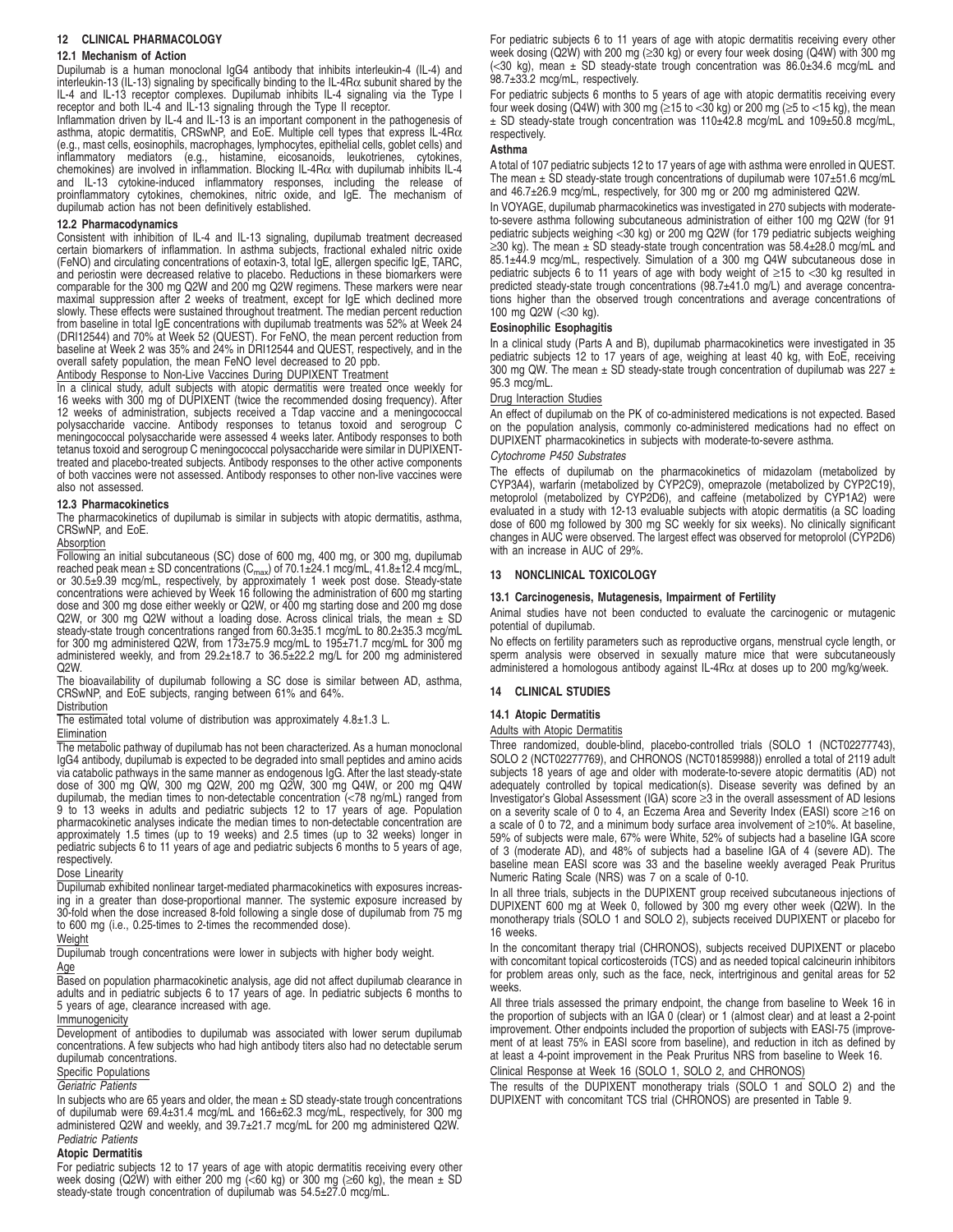## 12 CLINICAL PHARMACOLOGY

### 12.1 Mechanism of Action

Dupilumab is a human monoclonal IgG4 antibody that inhibits interleukin-4 (IL-4) and interleukin-13 (IL-13) signaling by specifically binding to the IL-4Rα subunit shared by the IL-4 and IL-13 receptor complexes. Dupilumab inhibits IL-4 signaling via the Type I receptor and both IL-4 and IL-13 signaling through the Type II receptor.

Inflammation driven by IL-4 and IL-13 is an important component in the pathogenesis of asthma, atopic dermatitis, CRSwNP, and EoE. Multiple cell types that express IL-4Rα (e.g., mast cells, eosinophils, macrophages, lymphocytes, epithelial cells, goblet cells) and inflammatory mediators (e.g., histamine, eicosanoids, leukotrienes, cytokines, chemokines) are involved in inflammation. Blocking IL-4Rα with dupilumab inhibits IL-4 and IL-13 cytokine-induced inflammatory responses, including the release of proinflammatory cytokines, chemokines, nitric oxide, and IgE. The mechanism of dupilumab action has not been definitively established.

### 12.2 Pharmacodynamics

Consistent with inhibition of IL-4 and IL-13 signaling, dupilumab treatment decreased certain biomarkers of inflammation. In asthma subjects, fractional exhaled nitric oxide (FeNO) and circulating concentrations of eotaxin-3, total IgE, allergen specific IgE, TARC, and periostin were decreased relative to placebo. Reductions in these biomarkers were comparable for the 300 mg Q2W and 200 mg Q2W regimens. These markers were near maximal suppression after 2 weeks of treatment, except for IgE which declined more slowly. These effects were sustained throughout treatment. The median percent reduction from baseline in total IgE concentrations with dupilumab treatments was 52% at Week 24 (DRI12544) and 70% at Week 52 (QUEST). For FeNO, the mean percent reduction from baseline at Week 2 was 35% and 24% in DRI12544 and QUEST, respectively, and in the overall safety population, the mean FeNO level decreased to 20 ppb.

Antibody Response to Non-Live Vaccines During DUPIXENT Treatment

In a clinical study, adult subjects with atopic dermatitis were treated once weekly for 16 weeks with 300 mg of DUPIXENT (twice the recommended dosing frequency). After 12 weeks of administration, subjects received a Tdap vaccine and a meningococcal polysaccharide vaccine. Antibody responses to tetanus toxoid and serogroup C meningococcal polysaccharide were assessed 4 weeks later. Antibody responses to both tetanus toxoid and serogroup C meningococcal polysaccharide were similar in DUPIXENT-treated and placebo-treated subjects. Antibody responses to the other active components of both vaccines were not assessed. Antibody responses to other non-live vaccines were also not assessed.

### 12.3 Pharmacokinetics

The pharmacokinetics of dupilumab is similar in subjects with atopic dermatitis, asthma, CRSwNP, and EoE.

Absorption

Following an initial subcutaneous (SC) dose of 600 mg, 400 mg, or 300 mg, dupilumab reached peak mean ± SD concentrations ($C_{max}$) of 70.1±24.1 mcg/mL, 41.8±12.4 mcg/mL, or 30.5±9.39 mcg/mL, respectively, by approximately 1 week post dose. Steady-state concentrations were achieved by Week 16 following the administration of 600 mg starting dose and 300 mg dose either weekly or Q2W, or 400 mg starting dose and 200 mg dose Q2W, or 300 mg Q2W without a loading dose. Across clinical trials, the mean ± SD steady-state trough concentrations ranged from 60.3±35.1 mcg/mL to 80.2±35.3 mcg/mL for 300 mg administered Q2W, from 173±75.9 mcg/mL to 195±71.7 mcg/mL for 300 mg administered weekly, and from 29.2±18.7 to 36.5±22.2 mg/L for 200 mg administered Q2W.

The bioavailability of dupilumab following a SC dose is similar between AD, asthma, CRSwNP, and EoE subjects, ranging between 61% and 64%.

Distribution

The estimated total volume of distribution was approximately 4.8±1.3 L.

Elimination

The metabolic pathway of dupilumab has not been characterized. As a human monoclonal IgG4 antibody, dupilumab is expected to be degraded into small peptides and amino acids via catabolic pathways in the same manner as endogenous IgG. After the last steady-state dose of 300 mg QW, 300 mg Q2W, 200 mg Q2W, 300 mg Q4W, or 200 mg Q4W dupilumab, the median times to non-detectable concentration (<78 ng/mL) ranged from 9 to 13 weeks in adults and pediatric subjects 12 to 17 years of age. Population pharmacokinetic analyses indicate the median times to non-detectable concentration are approximately 1.5 times (up to 19 weeks) and 2.5 times (up to 32 weeks) longer in pediatric subjects 6 to 11 years of age and pediatric subjects 6 months to 5 years of age, respectively.

Dose Linearity

Dupilumab exhibited nonlinear target-mediated pharmacokinetics with exposures increasing in a greater than dose-proportional manner. The systemic exposure increased by 30-fold when the dose increased 8-fold following a single dose of dupilumab from 75 mg to 600 mg (i.e., 0.25-times to 2-times the recommended dose).

Weight

Dupilumab trough concentrations were lower in subjects with higher body weight.

Age

Based on population pharmacokinetic analysis, age did not affect dupilumab clearance in adults and in pediatric subjects 6 to 17 years of age. In pediatric subjects 6 months to 5 years of age, clearance increased with age.

Immunogenicity

Development of antibodies to dupilumab was associated with lower serum dupilumab concentrations. A few subjects who had high antibody titers also had no detectable serum dupilumab concentrations.

Specific Populations

*Geriatric Patients*

In subjects who are 65 years and older, the mean ± SD steady-state trough concentrations of dupilumab were 69.4±31.4 mcg/mL and 166±62.3 mcg/mL, respectively, for 300 mg administered Q2W and weekly, and 39.7±21.7 mcg/mL for 200 mg administered Q2W.

*Pediatric Patients*

**Atopic Dermatitis**

For pediatric subjects 12 to 17 years of age with atopic dermatitis receiving every other week dosing (Q2W) with either 200 mg (<60 kg) or 300 mg (≥60 kg), the mean ± SD steady-state trough concentration of dupilumab was 54.5±27.0 mcg/mL.

For pediatric subjects 6 to 11 years of age with atopic dermatitis receiving every other week dosing (Q2W) with 200 mg (≥30 kg) or every four week dosing (Q4W) with 300 mg (<30 kg), mean ± SD steady-state trough concentration was 86.0±34.6 mcg/mL and 98.7±33.2 mcg/mL, respectively.

For pediatric subjects 6 months to 5 years of age with atopic dermatitis receiving every four week dosing (Q4W) with 300 mg (≥15 to <30 kg) or 200 mg (≥5 to <15 kg), the mean ± SD steady-state trough concentration was 110±42.8 mcg/mL and 109±50.8 mcg/mL, respectively.

**Asthma**

A total of 107 pediatric subjects 12 to 17 years of age with asthma were enrolled in QUEST. The mean ± SD steady-state trough concentrations of dupilumab were 107±51.6 mcg/mL and 46.7±26.9 mcg/mL, respectively, for 300 mg or 200 mg administered Q2W.

In VOYAGE, dupilumab pharmacokinetics was investigated in 270 subjects with moderate-to-severe asthma following subcutaneous administration of either 100 mg Q2W (for 91 pediatric subjects weighing <30 kg) or 200 mg Q2W (for 179 pediatric subjects weighing ≥30 kg). The mean ± SD steady-state trough concentration was 58.4±28.0 mcg/mL and 85.1±44.9 mcg/mL, respectively. Simulation of a 300 mg Q4W subcutaneous dose in pediatric subjects 6 to 11 years of age with body weight of ≥15 to <30 kg resulted in predicted steady-state trough concentrations (98.7±41.0 mg/L) and average concentrations higher than the observed trough concentrations and average concentrations of 100 mg Q2W (<30 kg).

**Eosinophilic Esophagitis**

In a clinical study (Parts A and B), dupilumab pharmacokinetics were investigated in 35 pediatric subjects 12 to 17 years of age, weighing at least 40 kg, with EoE, receiving 300 mg QW. The mean ± SD steady-state trough concentration of dupilumab was 227 ± 95.3 mcg/mL.

Drug Interaction Studies

An effect of dupilumab on the PK of co-administered medications is not expected. Based on the population analysis, commonly co-administered medications had no effect on DUPIXENT pharmacokinetics in subjects with moderate-to-severe asthma.

*Cytochrome P450 Substrates*

The effects of dupilumab on the pharmacokinetics of midazolam (metabolized by CYP3A4), warfarin (metabolized by CYP2C9), omeprazole (metabolized by CYP2C19), metoprolol (metabolized by CYP2D6), and caffeine (metabolized by CYP1A2) were evaluated in a study with 12-13 evaluable subjects with atopic dermatitis (a SC loading dose of 600 mg followed by 300 mg SC weekly for six weeks). No clinically significant changes in AUC were observed. The largest effect was observed for metoprolol (CYP2D6) with an increase in AUC of 29%.

## 13 NONCLINICAL TOXICOLOGY

### 13.1 Carcinogenesis, Mutagenesis, Impairment of Fertility

Animal studies have not been conducted to evaluate the carcinogenic or mutagenic potential of dupilumab.

No effects on fertility parameters such as reproductive organs, menstrual cycle length, or sperm analysis were observed in sexually mature mice that were subcutaneously administered a homologous antibody against IL-4Rα at doses up to 200 mg/kg/week.

## 14 CLINICAL STUDIES

### 14.1 Atopic Dermatitis

Adults with Atopic Dermatitis

Three randomized, double-blind, placebo-controlled trials (SOLO 1 (NCT02277743), SOLO 2 (NCT02277769), and CHRONOS (NCT01859988)) enrolled a total of 2119 adult subjects 18 years of age and older with moderate-to-severe atopic dermatitis (AD) not adequately controlled by topical medication(s). Disease severity was defined by an Investigator's Global Assessment (IGA) score ≥3 in the overall assessment of AD lesions on a severity scale of 0 to 4, an Eczema Area and Severity Index (EASI) score ≥16 on a scale of 0 to 72, and a minimum body surface area involvement of ≥10%. At baseline, 59% of subjects were male, 67% were White, 52% of subjects had a baseline IGA score of 3 (moderate AD), and 48% of subjects had a baseline IGA of 4 (severe AD). The baseline mean EASI score was 33 and the baseline weekly averaged Peak Pruritus Numeric Rating Scale (NRS) was 7 on a scale of 0-10.

In all three trials, subjects in the DUPIXENT group received subcutaneous injections of DUPIXENT 600 mg at Week 0, followed by 300 mg every other week (Q2W). In the monotherapy trials (SOLO 1 and SOLO 2), subjects received DUPIXENT or placebo for 16 weeks.

In the concomitant therapy trial (CHRONOS), subjects received DUPIXENT or placebo with concomitant topical corticosteroids (TCS) and as needed topical calcineurin inhibitors for problem areas only, such as the face, neck, intertriginous and genital areas for 52 weeks.

All three trials assessed the primary endpoint, the change from baseline to Week 16 in the proportion of subjects with an IGA 0 (clear) or 1 (almost clear) and at least a 2-point improvement. Other endpoints included the proportion of subjects with EASI-75 (improvement of at least 75% in EASI score from baseline), and reduction in itch as defined by at least a 4-point improvement in the Peak Pruritus NRS from baseline to Week 16.

Clinical Response at Week 16 (SOLO 1, SOLO 2, and CHRONOS)

The results of the DUPIXENT monotherapy trials (SOLO 1 and SOLO 2) and the DUPIXENT with concomitant TCS trial (CHRONOS) are presented in Table 9.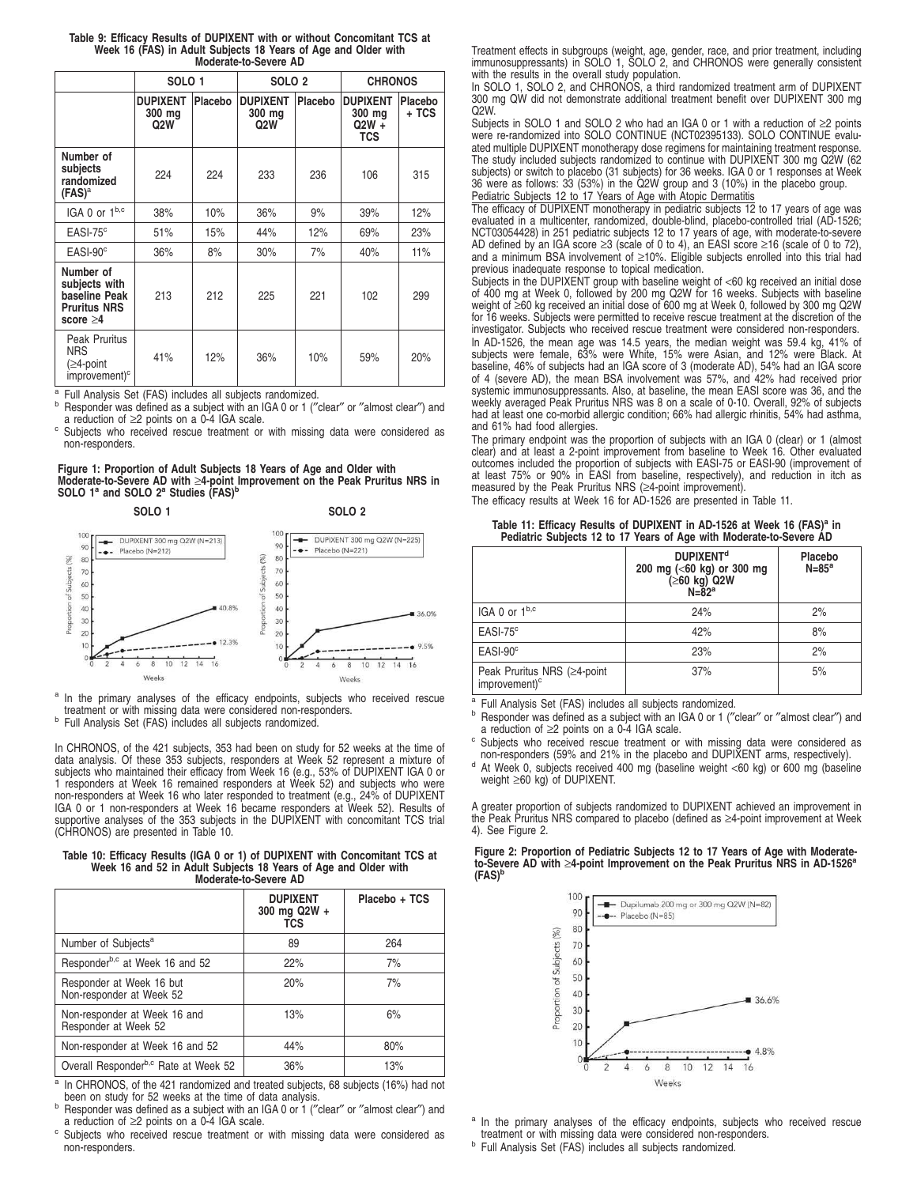**Table 9: Efficacy Results of DUPIXENT with or without Concomitant TCS at Week 16 (FAS) in Adult Subjects 18 Years of Age and Older with Moderate-to-Severe AD**

| | SOLO 1 | | SOLO 2 | | CHRONOS | |
|---|---|---|---|---|---|---|
| | DUPIXENT 300 mg Q2W | Placebo | DUPIXENT 300 mg Q2W | Placebo | DUPIXENT 300 mg Q2W + TCS | Placebo + TCS |
| Number of subjects randomized (FAS)[a] | 224 | 224 | 233 | 236 | 106 | 315 |
| IGA 0 or 1[b,c] | 38% | 10% | 36% | 9% | 39% | 12% |
| EASI-75[c] | 51% | 15% | 44% | 12% | 69% | 23% |
| EASI-90[c] | 36% | 8% | 30% | 7% | 40% | 11% |
| Number of subjects with baseline Peak Pruritus NRS score ≥4 | 213 | 212 | 225 | 221 | 102 | 299 |
| Peak Pruritus NRS (≥4-point improvement)[c] | 41% | 12% | 36% | 10% | 59% | 20% |

[a] Full Analysis Set (FAS) includes all subjects randomized.
[b] Responder was defined as a subject with an IGA 0 or 1 ("clear" or "almost clear") and a reduction of ≥2 points on a 0-4 IGA scale.
[c] Subjects who received rescue treatment or with missing data were considered as non-responders.

**Figure 1: Proportion of Adult Subjects 18 Years of Age and Older with Moderate-to-Severe AD with ≥4-point Improvement on the Peak Pruritus NRS in SOLO 1[a] and SOLO 2[a] Studies (FAS)[b]**

[a] In the primary analyses of the efficacy endpoints, subjects who received rescue treatment or with missing data were considered non-responders.
[b] Full Analysis Set (FAS) includes all subjects randomized.

In CHRONOS, of the 421 subjects, 353 had been on study for 52 weeks at the time of data analysis. Of these 353 subjects, responders at Week 52 represent a mixture of subjects who maintained their efficacy from Week 16 (e.g., 53% of DUPIXENT IGA 0 or 1 responders at Week 16 remained responders at Week 52) and subjects who were non-responders at Week 16 who later responded to treatment (e.g., 24% of DUPIXENT IGA 0 or 1 non-responders at Week 16 became responders at Week 52). Results of supportive analyses of the 353 subjects in the DUPIXENT with concomitant TCS trial (CHRONOS) are presented in Table 10.

**Table 10: Efficacy Results (IGA 0 or 1) of DUPIXENT with Concomitant TCS at Week 16 and 52 in Adult Subjects 18 Years of Age and Older with Moderate-to-Severe AD**

| | DUPIXENT 300 mg Q2W + TCS | Placebo + TCS |
|---|---|---|
| Number of Subjects[a] | 89 | 264 |
| Responder[b,c] at Week 16 and 52 | 22% | 7% |
| Responder at Week 16 but Non-responder at Week 52 | 20% | 7% |
| Non-responder at Week 16 and Responder at Week 52 | 13% | 6% |
| Non-responder at Week 16 and 52 | 44% | 80% |
| Overall Responder[b,c] Rate at Week 52 | 36% | 13% |

[a] In CHRONOS, of the 421 randomized and treated subjects, 68 subjects (16%) had not been on study for 52 weeks at the time of data analysis.
[b] Responder was defined as a subject with an IGA 0 or 1 ("clear" or "almost clear") and a reduction of ≥2 points on a 0-4 IGA scale.
[c] Subjects who received rescue treatment or with missing data were considered as non-responders.

Treatment effects in subgroups (weight, age, gender, race, and prior treatment, including immunosuppressants) in SOLO 1, SOLO 2, and CHRONOS were generally consistent with the results in the overall study population.

In SOLO 1, SOLO 2, and CHRONOS, a third randomized treatment arm of DUPIXENT 300 mg QW did not demonstrate additional treatment benefit over DUPIXENT 300 mg Q2W.

Subjects in SOLO 1 and SOLO 2 who had an IGA 0 or 1 with a reduction of ≥2 points were re-randomized into SOLO CONTINUE (NCT02395133). SOLO CONTINUE evaluated multiple DUPIXENT monotherapy dose regimens for maintaining treatment response. The study included subjects randomized to continue with DUPIXENT 300 mg Q2W (62 subjects) or switch to placebo (31 subjects) for 36 weeks. IGA 0 or 1 responses at Week 36 were as follows: 33 (53%) in the Q2W group and 3 (10%) in the placebo group.

Pediatric Subjects 12 to 17 Years of Age with Atopic Dermatitis

The efficacy of DUPIXENT monotherapy in pediatric subjects 12 to 17 years of age was evaluated in a multicenter, randomized, double-blind, placebo-controlled trial (AD-1526; NCT03054428) in 251 pediatric subjects 12 to 17 years of age, with moderate-to-severe AD defined by an IGA score ≥3 (scale of 0 to 4), an EASI score ≥16 (scale of 0 to 72), and a minimum BSA involvement of ≥10%. Eligible subjects enrolled into this trial had previous inadequate response to topical medication.

Subjects in the DUPIXENT group with baseline weight of <60 kg received an initial dose of 400 mg at Week 0, followed by 200 mg Q2W for 16 weeks. Subjects with baseline weight of ≥60 kg received an initial dose of 600 mg at Week 0, followed by 300 mg Q2W for 16 weeks. Subjects were permitted to receive rescue treatment at the discretion of the investigator. Subjects who received rescue treatment were considered non-responders.

In AD-1526, the mean age was 14.5 years, the median weight was 59.4 kg, 41% of subjects were female, 63% were White, 15% were Asian, and 12% were Black. At baseline, 46% of subjects had an IGA score of 3 (moderate AD), 54% had an IGA score of 4 (severe AD), the mean BSA involvement was 57%, and 42% had received prior systemic immunosuppressants. Also, at baseline, the mean EASI score was 36, and the weekly averaged Peak Pruritus NRS was 8 on a scale of 0-10. Overall, 92% of subjects had at least one co-morbid allergic condition; 66% had allergic rhinitis, 54% had asthma, and 61% had food allergies.

The primary endpoint was the proportion of subjects with an IGA 0 (clear) or 1 (almost clear) and at least a 2-point improvement from baseline to Week 16. Other evaluated outcomes included the proportion of subjects with EASI-75 or EASI-90 (improvement of at least 75% or 90% in EASI from baseline, respectively), and reduction in itch as measured by the Peak Pruritus NRS (≥4-point improvement).

The efficacy results at Week 16 for AD-1526 are presented in Table 11.

**Table 11: Efficacy Results of DUPIXENT in AD-1526 at Week 16 (FAS)[a] in Pediatric Subjects 12 to 17 Years of Age with Moderate-to-Severe AD**

| | DUPIXENT[d] 200 mg (<60 kg) or 300 mg (≥60 kg) Q2W N=82[a] | Placebo N=85[a] |
|---|---|---|
| IGA 0 or 1[b,c] | 24% | 2% |
| EASI-75[c] | 42% | 8% |
| EASI-90[c] | 23% | 2% |
| Peak Pruritus NRS (≥4-point improvement)[c] | 37% | 5% |

[a] Full Analysis Set (FAS) includes all subjects randomized.
[b] Responder was defined as a subject with an IGA 0 or 1 ("clear" or "almost clear") and a reduction of ≥2 points on a 0-4 IGA scale.
[c] Subjects who received rescue treatment or with missing data were considered as non-responders (59% and 21% in the placebo and DUPIXENT arms, respectively).
[d] At Week 0, subjects received 400 mg (baseline weight <60 kg) or 600 mg (baseline weight ≥60 kg) of DUPIXENT.

A greater proportion of subjects randomized to DUPIXENT achieved an improvement in the Peak Pruritus NRS compared to placebo (defined as ≥4-point improvement at Week 4). See Figure 2.

**Figure 2: Proportion of Pediatric Subjects 12 to 17 Years of Age with Moderate-to-Severe AD with ≥4-point Improvement on the Peak Pruritus NRS in AD-1526[a] (FAS)[b]**

[a] In the primary analyses of the efficacy endpoints, subjects who received rescue treatment or with missing data were considered non-responders.
[b] Full Analysis Set (FAS) includes all subjects randomized.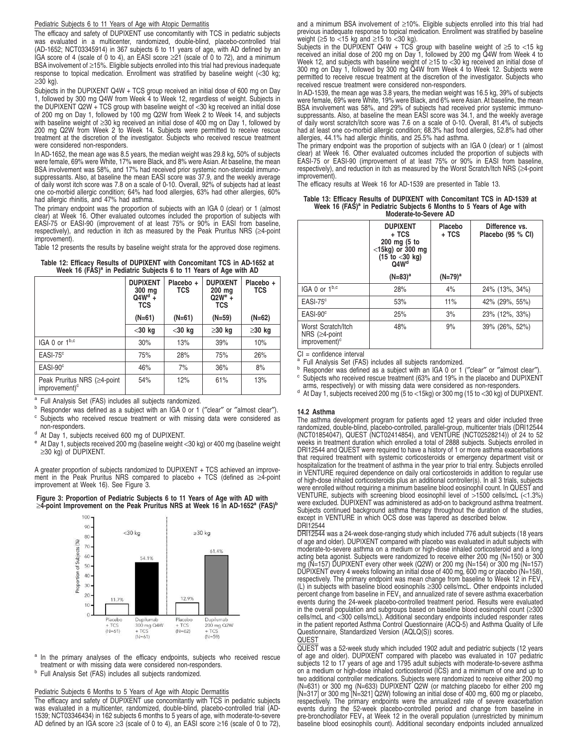Pediatric Subjects 6 to 11 Years of Age with Atopic Dermatitis

The efficacy and safety of DUPIXENT use concomitantly with TCS in pediatric subjects was evaluated in a multicenter, randomized, double-blind, placebo-controlled trial (AD-1652; NCT03345914) in 367 subjects 6 to 11 years of age, with AD defined by an IGA score of 4 (scale of 0 to 4), an EASI score ≥21 (scale of 0 to 72), and a minimum BSA involvement of ≥15%. Eligible subjects enrolled into this trial had previous inadequate response to topical medication. Enrollment was stratified by baseline weight (<30 kg; ≥30 kg).

Subjects in the DUPIXENT Q4W + TCS group received an initial dose of 600 mg on Day 1, followed by 300 mg Q4W from Week 4 to Week 12, regardless of weight. Subjects in the DUPIXENT Q2W + TCS group with baseline weight of <30 kg received an initial dose of 200 mg on Day 1, followed by 100 mg Q2W from Week 2 to Week 14, and subjects with baseline weight of ≥30 kg received an initial dose of 400 mg on Day 1, followed by 200 mg Q2W from Week 2 to Week 14. Subjects were permitted to receive rescue treatment at the discretion of the investigator. Subjects who received rescue treatment were considered non-responders.

In AD-1652, the mean age was 8.5 years, the median weight was 29.8 kg, 50% of subjects were female, 69% were White, 17% were Black, and 8% were Asian. At baseline, the mean BSA involvement was 58%, and 17% had received prior systemic non-steroidal immunosuppressants. Also, at baseline the mean EASI score was 37.9, and the weekly average of daily worst itch score was 7.8 on a scale of 0-10. Overall, 92% of subjects had at least one co-morbid allergic condition; 64% had food allergies, 63% had other allergies, 60% had allergic rhinitis, and 47% had asthma.

The primary endpoint was the proportion of subjects with an IGA 0 (clear) or 1 (almost clear) at Week 16. Other evaluated outcomes included the proportion of subjects with EASI-75 or EASI-90 (improvement of at least 75% or 90% in EASI from baseline, respectively), and reduction in itch as measured by the Peak Pruritus NRS (≥4-point improvement).

Table 12 presents the results by baseline weight strata for the approved dose regimens.

**Table 12: Efficacy Results of DUPIXENT with Concomitant TCS in AD-1652 at Week 16 (FAS)[a] in Pediatric Subjects 6 to 11 Years of Age with AD**

| | DUPIXENT 300 mg Q4W[d] + TCS | Placebo + TCS | DUPIXENT 200 mg Q2W[e] + TCS | Placebo + TCS |
|---|---|---|---|---|
| | (N=61) | (N=61) | (N=59) | (N=62) |
| | <30 kg | <30 kg | ≥30 kg | ≥30 kg |
| IGA 0 or 1[b,c] | 30% | 13% | 39% | 10% |
| EASI-75[c] | 75% | 28% | 75% | 26% |
| EASI-90[c] | 46% | 7% | 36% | 8% |
| Peak Pruritus NRS (≥4-point improvement)[c] | 54% | 12% | 61% | 13% |

[a] Full Analysis Set (FAS) includes all subjects randomized.
[b] Responder was defined as a subject with an IGA 0 or 1 ("clear" or "almost clear").
[c] Subjects who received rescue treatment or with missing data were considered as non-responders.
[d] At Day 1, subjects received 600 mg of DUPIXENT.
[e] At Day 1, subjects received 200 mg (baseline weight <30 kg) or 400 mg (baseline weight ≥30 kg) of DUPIXENT.

A greater proportion of subjects randomized to DUPIXENT + TCS achieved an improvement in the Peak Pruritus NRS compared to placebo + TCS (defined as ≥4-point improvement at Week 16). See Figure 3.

**Figure 3: Proportion of Pediatric Subjects 6 to 11 Years of Age with AD with ≥4-point Improvement on the Peak Pruritus NRS at Week 16 in AD-1652[a] (FAS)[b]**

| | <30 kg | | ≥30 kg | |
|---|---|---|---|---|
| | Placebo + TCS (N=61) | Dupilumab 300 mg Q4W + TCS (N=61) | Placebo + TCS (N=62) | Dupilumab 200 mg Q2W + TCS (N=59) |
| Proportion of Subjects (%) | 11.7% | 54.1% | 12.9% | 61.4% |

[a] In the primary analyses of the efficacy endpoints, subjects who received rescue treatment or with missing data were considered non-responders.
[b] Full Analysis Set (FAS) includes all subjects randomized.

Pediatric Subjects 6 Months to 5 Years of Age with Atopic Dermatitis

The efficacy and safety of DUPIXENT use concomitantly with TCS in pediatric subjects was evaluated in a multicenter, randomized, double-blind, placebo-controlled trial (AD-1539; NCT03346434) in 162 subjects 6 months to 5 years of age, with moderate-to-severe AD defined by an IGA score ≥3 (scale of 0 to 4), an EASI score ≥16 (scale of 0 to 72), and a minimum BSA involvement of ≥10%. Eligible subjects enrolled into this trial had previous inadequate response to topical medication. Enrollment was stratified by baseline weight (≥5 to <15 kg and ≥15 to <30 kg).

Subjects in the DUPIXENT Q4W + TCS group with baseline weight of ≥5 to <15 kg received an initial dose of 200 mg on Day 1, followed by 200 mg Q4W from Week 4 to Week 12, and subjects with baseline weight of ≥15 to <30 kg received an initial dose of 300 mg on Day 1, followed by 300 mg Q4W from Week 4 to Week 12. Subjects were permitted to receive rescue treatment at the discretion of the investigator. Subjects who received rescue treatment were considered non-responders.

In AD-1539, the mean age was 3.8 years, the median weight was 16.5 kg, 39% of subjects were female, 69% were White, 19% were Black, and 6% were Asian. At baseline, the mean BSA involvement was 58%, and 29% of subjects had received prior systemic immunosuppressants. Also, at baseline the mean EASI score was 34.1, and the weekly average of daily worst scratch/itch score was 7.6 on a scale of 0-10. Overall, 81.4% of subjects had at least one co-morbid allergic condition; 68.3% had food allergies, 52.8% had other allergies, 44.1% had allergic rhinitis, and 25.5% had asthma.

The primary endpoint was the proportion of subjects with an IGA 0 (clear) or 1 (almost clear) at Week 16. Other evaluated outcomes included the proportion of subjects with EASI-75 or EASI-90 (improvement of at least 75% or 90% in EASI from baseline, respectively), and reduction in itch as measured by the Worst Scratch/Itch NRS (≥4-point improvement).

The efficacy results at Week 16 for AD-1539 are presented in Table 13.

**Table 13: Efficacy Results of DUPIXENT with Concomitant TCS in AD-1539 at Week 16 (FAS)[a] in Pediatric Subjects 6 Months to 5 Years of Age with Moderate-to-Severe AD**

| | DUPIXENT + TCS 200 mg (5 to <15kg) or 300 mg (15 to <30 kg) Q4W[d] | Placebo + TCS | Difference vs. Placebo (95 % CI) |
|---|---|---|---|
| | (N=83)[a] | (N=79)[a] | |
| IGA 0 or 1[b,c] | 28% | 4% | 24% (13%, 34%) |
| EASI-75[c] | 53% | 11% | 42% (29%, 55%) |
| EASI-90[c] | 25% | 3% | 23% (12%, 33%) |
| Worst Scratch/Itch NRS (≥4-point improvement)[c] | 48% | 9% | 39% (26%, 52%) |

CI = confidence interval
[a] Full Analysis Set (FAS) includes all subjects randomized.
[b] Responder was defined as a subject with an IGA 0 or 1 ("clear" or "almost clear").
[c] Subjects who received rescue treatment (63% and 19% in the placebo and DUPIXENT arms, respectively) or with missing data were considered as non-responders.
[d] At Day 1, subjects received 200 mg (5 to <15kg) or 300 mg (15 to <30 kg) of DUPIXENT.

### 14.2 Asthma

The asthma development program for patients aged 12 years and older included three randomized, double-blind, placebo-controlled, parallel-group, multicenter trials (DRI12544 (NCT01854047), QUEST (NCT02414854), and VENTURE (NCT02528214)) of 24 to 52 weeks in treatment duration which enrolled a total of 2888 subjects. Subjects enrolled in DRI12544 and QUEST were required to have a history of 1 or more asthma exacerbations that required treatment with systemic corticosteroids or emergency department visit or hospitalization for the treatment of asthma in the year prior to trial entry. Subjects enrolled in VENTURE required dependence on daily oral corticosteroids in addition to regular use of high-dose inhaled corticosteroids plus an additional controller(s). In all 3 trials, subjects were enrolled without requiring a minimum baseline blood eosinophil count. In QUEST and VENTURE, subjects with screening blood eosinophil level of >1500 cells/mcL (<1.3%) were excluded. DUPIXENT was administered as add-on to background asthma treatment. Subjects continued background asthma therapy throughout the duration of the studies, except in VENTURE in which OCS dose was tapered as described below.

DRI12544

DRI12544 was a 24-week dose-ranging study which included 776 adult subjects (18 years of age and older). DUPIXENT compared with placebo was evaluated in adult subjects with moderate-to-severe asthma on a medium or high-dose inhaled corticosteroid and a long acting beta agonist. Subjects were randomized to receive either 200 mg (N=150) or 300 mg (N=157) DUPIXENT every other week (Q2W) or 200 mg (N=154) or 300 mg (N=157) DUPIXENT every 4 weeks following an initial dose of 400 mg, 600 mg or placebo (N=158), respectively. The primary endpoint was mean change from baseline to Week 12 in $FEV_1$ (L) in subjects with baseline blood eosinophils ≥300 cells/mcL. Other endpoints included percent change from baseline in $FEV_1$ and annualized rate of severe asthma exacerbation events during the 24-week placebo-controlled treatment period. Results were evaluated in the overall population and subgroups based on baseline blood eosinophil count (≥300 cells/mcL and <300 cells/mcL). Additional secondary endpoints included responder rates in the patient reported Asthma Control Questionnaire (ACQ-5) and Asthma Quality of Life Questionnaire, Standardized Version (AQLQ(S)) scores.

QUEST

QUEST was a 52-week study which included 1902 adult and pediatric subjects (12 years of age and older). DUPIXENT compared with placebo was evaluated in 107 pediatric subjects 12 to 17 years of age and 1795 adult subjects with moderate-to-severe asthma on a medium or high-dose inhaled corticosteroid (ICS) and a minimum of one and up to two additional controller medications. Subjects were randomized to receive either 200 mg (N=631) or 300 mg (N=633) DUPIXENT Q2W (or matching placebo for either 200 mg [N=317] or 300 mg [N=321] Q2W) following an initial dose of 400 mg, 600 mg or placebo, respectively. The primary endpoints were the annualized rate of severe exacerbation events during the 52-week placebo-controlled period and change from baseline in pre-bronchodilator $FEV_1$ at Week 12 in the overall population (unrestricted by minimum baseline blood eosinophils count). Additional secondary endpoints included annualized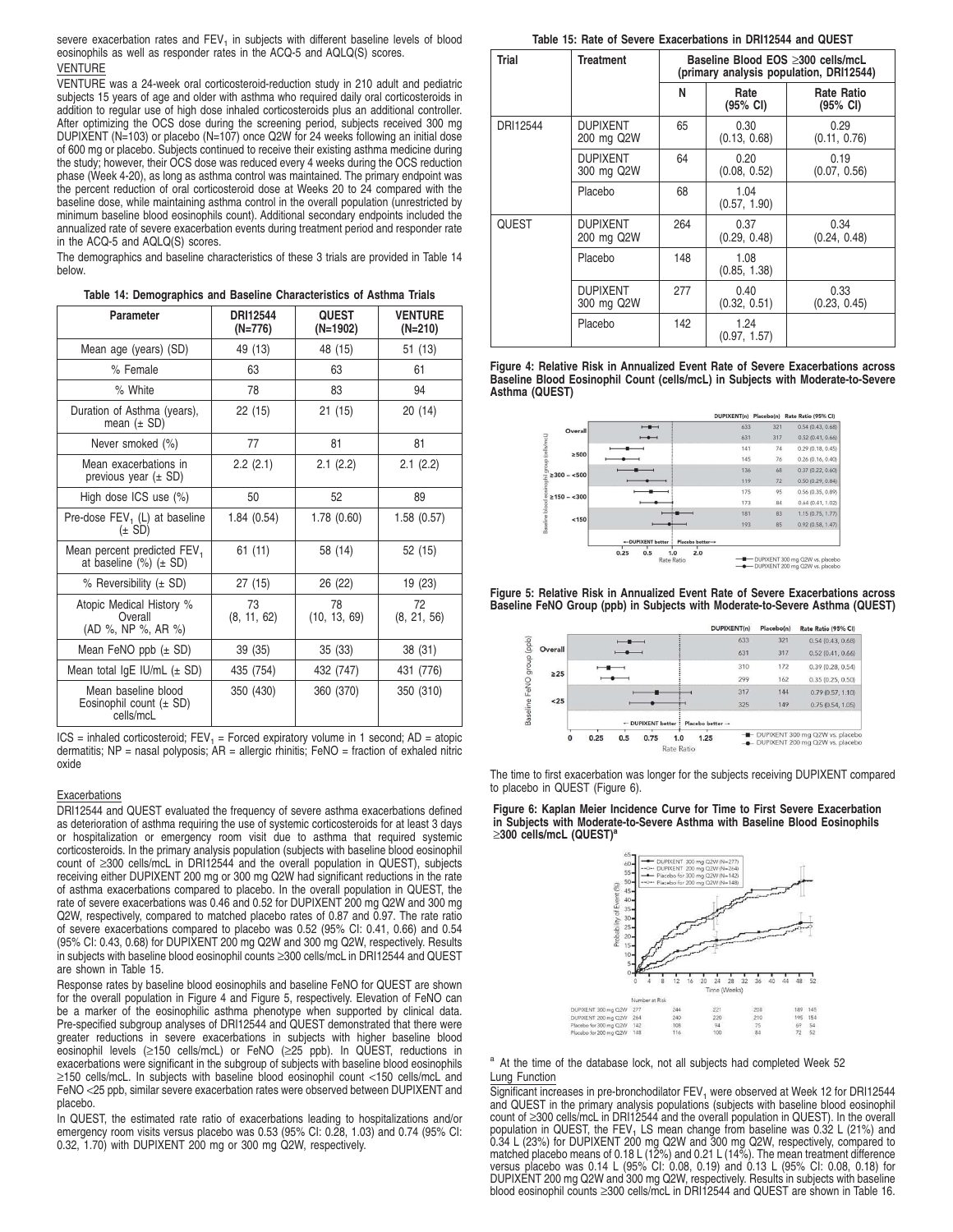severe exacerbation rates and $FEV_1$ in subjects with different baseline levels of blood eosinophils as well as responder rates in the ACQ-5 and AQLQ(S) scores.

VENTURE

VENTURE was a 24-week oral corticosteroid-reduction study in 210 adult and pediatric subjects 15 years of age and older with asthma who required daily oral corticosteroids in addition to regular use of high dose inhaled corticosteroids plus an additional controller. After optimizing the OCS dose during the screening period, subjects received 300 mg DUPIXENT (N=103) or placebo (N=107) once Q2W for 24 weeks following an initial dose of 600 mg or placebo. Subjects continued to receive their existing asthma medicine during the study; however, their OCS dose was reduced every 4 weeks during the OCS reduction phase (Week 4-20), as long as asthma control was maintained. The primary endpoint was the percent reduction of oral corticosteroid dose at Weeks 20 to 24 compared with the baseline dose, while maintaining asthma control in the overall population (unrestricted by minimum baseline blood eosinophils count). Additional secondary endpoints included the annualized rate of severe exacerbation events during treatment period and responder rate in the ACQ-5 and AQLQ(S) scores.

The demographics and baseline characteristics of these 3 trials are provided in Table 14 below.

**Table 14: Demographics and Baseline Characteristics of Asthma Trials**

| Parameter | DRI12544 (N=776) | QUEST (N=1902) | VENTURE (N=210) |
|---|---|---|---|
| Mean age (years) (SD) | 49 (13) | 48 (15) | 51 (13) |
| % Female | 63 | 63 | 61 |
| % White | 78 | 83 | 94 |
| Duration of Asthma (years), mean (± SD) | 22 (15) | 21 (15) | 20 (14) |
| Never smoked (%) | 77 | 81 | 81 |
| Mean exacerbations in previous year (± SD) | 2.2 (2.1) | 2.1 (2.2) | 2.1 (2.2) |
| High dose ICS use (%) | 50 | 52 | 89 |
| Pre-dose $FEV_1$ (L) at baseline (± SD) | 1.84 (0.54) | 1.78 (0.60) | 1.58 (0.57) |
| Mean percent predicted $FEV_1$ at baseline (%) (± SD) | 61 (11) | 58 (14) | 52 (15) |
| % Reversibility (± SD) | 27 (15) | 26 (22) | 19 (23) |
| Atopic Medical History % Overall (AD %, NP %, AR %) | 73 (8, 11, 62) | 78 (10, 13, 69) | 72 (8, 21, 56) |
| Mean FeNO ppb (± SD) | 39 (35) | 35 (33) | 38 (31) |
| Mean total IgE IU/mL (± SD) | 435 (754) | 432 (747) | 431 (776) |
| Mean baseline blood Eosinophil count (± SD) cells/mcL | 350 (430) | 360 (370) | 350 (310) |

ICS = inhaled corticosteroid; $FEV_1$ = Forced expiratory volume in 1 second; AD = atopic dermatitis; NP = nasal polyposis; AR = allergic rhinitis; FeNO = fraction of exhaled nitric oxide

Exacerbations

DRI12544 and QUEST evaluated the frequency of severe asthma exacerbations defined as deterioration of asthma requiring the use of systemic corticosteroids for at least 3 days or hospitalization or emergency room visit due to asthma that required systemic corticosteroids. In the primary analysis population (subjects with baseline blood eosinophil count of ≥300 cells/mcL in DRI12544 and the overall population in QUEST), subjects receiving either DUPIXENT 200 mg or 300 mg Q2W had significant reductions in the rate of asthma exacerbations compared to placebo. In the overall population in QUEST, the rate of severe exacerbations was 0.46 and 0.52 for DUPIXENT 200 mg Q2W and 300 mg Q2W, respectively, compared to matched placebo rates of 0.87 and 0.97. The rate ratio of severe exacerbations compared to placebo was 0.52 (95% CI: 0.41, 0.66) and 0.54 (95% CI: 0.43, 0.68) for DUPIXENT 200 mg Q2W and 300 mg Q2W, respectively. Results in subjects with baseline blood eosinophil counts ≥300 cells/mcL in DRI12544 and QUEST are shown in Table 15.

Response rates by baseline blood eosinophils and baseline FeNO for QUEST are shown for the overall population in Figure 4 and Figure 5, respectively. Elevation of FeNO can be a marker of the eosinophilic asthma phenotype when supported by clinical data. Pre-specified subgroup analyses of DRI12544 and QUEST demonstrated that there were greater reductions in severe exacerbations in subjects with higher baseline blood eosinophil levels (≥150 cells/mcL) or FeNO (≥25 ppb). In QUEST, reductions in exacerbations were significant in the subgroup of subjects with baseline blood eosinophils ≥150 cells/mcL. In subjects with baseline blood eosinophil count <150 cells/mcL and FeNO <25 ppb, similar severe exacerbation rates were observed between DUPIXENT and placebo.

In QUEST, the estimated rate ratio of exacerbations leading to hospitalizations and/or emergency room visits versus placebo was 0.53 (95% CI: 0.28, 1.03) and 0.74 (95% CI: 0.32, 1.70) with DUPIXENT 200 mg or 300 mg Q2W, respectively.

**Table 15: Rate of Severe Exacerbations in DRI12544 and QUEST**

| Trial | Treatment | Baseline Blood EOS ≥300 cells/mcL (primary analysis population, DRI12544) | | |
|---|---|---|---|---|
| | | N | Rate (95% CI) | Rate Ratio (95% CI) |
| DRI12544 | DUPIXENT 200 mg Q2W | 65 | 0.30 (0.13, 0.68) | 0.29 (0.11, 0.76) |
| | DUPIXENT 300 mg Q2W | 64 | 0.20 (0.08, 0.52) | 0.19 (0.07, 0.56) |
| | Placebo | 68 | 1.04 (0.57, 1.90) | |
| QUEST | DUPIXENT 200 mg Q2W | 264 | 0.37 (0.29, 0.48) | 0.34 (0.24, 0.48) |
| | Placebo | 148 | 1.08 (0.85, 1.38) | |
| | DUPIXENT 300 mg Q2W | 277 | 0.40 (0.32, 0.51) | 0.33 (0.23, 0.45) |
| | Placebo | 142 | 1.24 (0.97, 1.57) | |

**Figure 4: Relative Risk in Annualized Event Rate of Severe Exacerbations across Baseline Blood Eosinophil Count (cells/mcL) in Subjects with Moderate-to-Severe Asthma (QUEST)**

| Baseline blood eosinophil group (cells/mcL) | DUPIXENT(n) | Placebo(n) | Rate Ratio (95% CI) |
|---|---|---|---|
| Overall | 633 | 321 | 0.54 (0.43, 0.68) |
| | 631 | 317 | 0.52 (0.41, 0.66) |
| ≥500 | 141 | 74 | 0.29 (0.18, 0.45) |
| | 145 | 76 | 0.26 (0.16, 0.40) |
| ≥300 – <500 | 136 | 68 | 0.37 (0.22, 0.60) |
| | 119 | 72 | 0.50 (0.29, 0.84) |
| ≥150 – <300 | 175 | 95 | 0.56 (0.35, 0.89) |
| | 173 | 84 | 0.64 (0.41, 1.02) |
| <150 | 181 | 83 | 1.15 (0.75, 1.77) |
| | 193 | 85 | 0.92 (0.58, 1.47) |

←DUPIXENT better | Placebo better→ ; Rate Ratio
■ DUPIXENT 300 mg Q2W vs. placebo; ● DUPIXENT 200 mg Q2W vs. placebo

**Figure 5: Relative Risk in Annualized Event Rate of Severe Exacerbations across Baseline FeNO Group (ppb) in Subjects with Moderate-to-Severe Asthma (QUEST)**

| Baseline FeNO group (ppb) | DUPIXENT(n) | Placebo(n) | Rate Ratio (95% CI) |
|---|---|---|---|
| Overall | 633 | 321 | 0.54 (0.43, 0.68) |
| | 631 | 317 | 0.52 (0.41, 0.66) |
| ≥25 | 310 | 172 | 0.39 (0.28, 0.54) |
| | 299 | 162 | 0.35 (0.25, 0.50) |
| <25 | 317 | 144 | 0.79 (0.57, 1.10) |
| | 325 | 149 | 0.75 (0.54, 1.05) |

← DUPIXENT better | Placebo better → ; Rate Ratio
■ DUPIXENT 300 mg Q2W vs. placebo; ● DUPIXENT 200 mg Q2W vs. placebo

The time to first exacerbation was longer for the subjects receiving DUPIXENT compared to placebo in QUEST (Figure 6).

**Figure 6: Kaplan Meier Incidence Curve for Time to First Severe Exacerbation in Subjects with Moderate-to-Severe Asthma with Baseline Blood Eosinophils ≥300 cells/mcL (QUEST)[a]**

| Number at Risk | 0 | 12 | 24 | 36 | 48 | 52 |
|---|---|---|---|---|---|---|
| DUPIXENT 300 mg Q2W | 277 | 244 | 221 | 208 | 189 | 145 |
| DUPIXENT 200 mg Q2W | 264 | 240 | 220 | 210 | 195 | 154 |
| Placebo for 300 mg Q2W | 142 | 108 | 94 | 75 | 69 | 54 |
| Placebo for 200 mg Q2W | 148 | 116 | 100 | 84 | 72 | 52 |

[a] At the time of the database lock, not all subjects had completed Week 52

Lung Function

Significant increases in pre-bronchodilator $FEV_1$ were observed at Week 12 for DRI12544 and QUEST in the primary analysis populations (subjects with baseline blood eosinophil count of ≥300 cells/mcL in DRI12544 and the overall population in QUEST). In the overall population in QUEST, the $FEV_1$ LS mean change from baseline was 0.32 L (21%) and 0.34 L (23%) for DUPIXENT 200 mg Q2W and 300 mg Q2W, respectively, compared to matched placebo means of 0.18 L (12%) and 0.21 L (14%). The mean treatment difference versus placebo was 0.14 L (95% CI: 0.08, 0.19) and 0.13 L (95% CI: 0.08, 0.18) for DUPIXENT 200 mg Q2W and 300 mg Q2W, respectively. Results in subjects with baseline blood eosinophil counts ≥300 cells/mcL in DRI12544 and QUEST are shown in Table 16.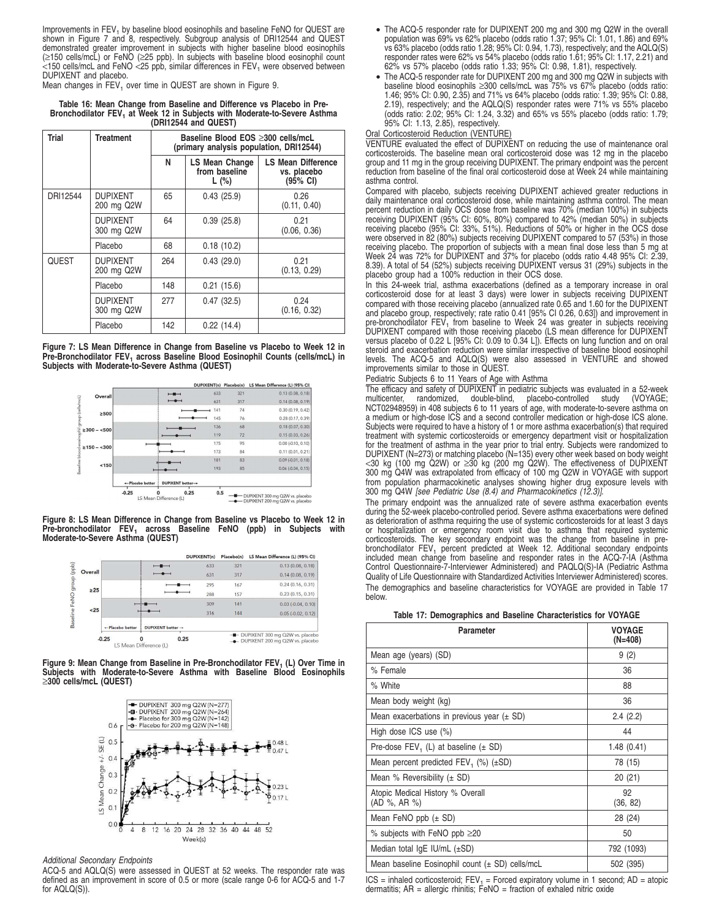Improvements in $FEV_1$ by baseline blood eosinophils and baseline FeNO for QUEST are shown in Figure 7 and 8, respectively. Subgroup analysis of DRI12544 and QUEST demonstrated greater improvement in subjects with higher baseline blood eosinophils (≥150 cells/mcL) or FeNO (≥25 ppb). In subjects with baseline blood eosinophil count <150 cells/mcL and FeNO <25 ppb, similar differences in $FEV_1$ were observed between DUPIXENT and placebo.

Mean changes in $FEV_1$ over time in QUEST are shown in Figure 9.

**Table 16: Mean Change from Baseline and Difference vs Placebo in Pre-Bronchodilator $FEV_1$ at Week 12 in Subjects with Moderate-to-Severe Asthma (DRI12544 and QUEST)**

| Trial | Treatment | Baseline Blood EOS ≥300 cells/mcL (primary analysis population, DRI12544) | | |
|---|---|---|---|---|
| | | N | LS Mean Change from baseline L (%) | LS Mean Difference vs. placebo (95% CI) |
| DRI12544 | DUPIXENT 200 mg Q2W | 65 | 0.43 (25.9) | 0.26 (0.11, 0.40) |
| | DUPIXENT 300 mg Q2W | 64 | 0.39 (25.8) | 0.21 (0.06, 0.36) |
| | Placebo | 68 | 0.18 (10.2) | |
| QUEST | DUPIXENT 200 mg Q2W | 264 | 0.43 (29.0) | 0.21 (0.13, 0.29) |
| | Placebo | 148 | 0.21 (15.6) | |
| | DUPIXENT 300 mg Q2W | 277 | 0.47 (32.5) | 0.24 (0.16, 0.32) |
| | Placebo | 142 | 0.22 (14.4) | |

**Figure 7: LS Mean Difference in Change from Baseline vs Placebo to Week 12 in Pre-Bronchodilator $FEV_1$ across Baseline Blood Eosinophil Counts (cells/mcL) in Subjects with Moderate-to-Severe Asthma (QUEST)**

**Figure 8: LS Mean Difference in Change from Baseline vs Placebo to Week 12 in Pre-bronchodilator $FEV_1$ across Baseline FeNO (ppb) in Subjects with Moderate-to-Severe Asthma (QUEST)**

**Figure 9: Mean Change from Baseline in Pre-Bronchodilator $FEV_1$ (L) Over Time in Subjects with Moderate-to-Severe Asthma with Baseline Blood Eosinophils ≥300 cells/mcL (QUEST)**

*Additional Secondary Endpoints*

ACQ-5 and AQLQ(S) were assessed in QUEST at 52 weeks. The responder rate was defined as an improvement in score of 0.5 or more (scale range 0-6 for ACQ-5 and 1-7 for AQLQ(S)).

- The ACQ-5 responder rate for DUPIXENT 200 mg and 300 mg Q2W in the overall population was 69% vs 62% placebo (odds ratio 1.37; 95% CI: 1.01, 1.86) and 69% vs 63% placebo (odds ratio 1.28; 95% CI: 0.94, 1.73), respectively; and the AQLQ(S) responder rates were 62% vs 54% placebo (odds ratio 1.61; 95% CI: 1.17, 2.21) and 62% vs 57% placebo (odds ratio 1.33; 95% CI: 0.98, 1.81), respectively.
- The ACQ-5 responder rate for DUPIXENT 200 mg and 300 mg Q2W in subjects with baseline blood eosinophils ≥300 cells/mcL was 75% vs 67% placebo (odds ratio: 1.46; 95% CI: 0.90, 2.35) and 71% vs 64% placebo (odds ratio: 1.39; 95% CI: 0.88, 2.19), respectively; and the AQLQ(S) responder rates were 71% vs 55% placebo (odds ratio: 2.02; 95% CI: 1.24, 3.32) and 65% vs 55% placebo (odds ratio: 1.79; 95% CI: 1.13, 2.85), respectively.

Oral Corticosteroid Reduction (VENTURE)

VENTURE evaluated the effect of DUPIXENT on reducing the use of maintenance oral corticosteroids. The baseline mean oral corticosteroid dose was 12 mg in the placebo group and 11 mg in the group receiving DUPIXENT. The primary endpoint was the percent reduction from baseline of the final oral corticosteroid dose at Week 24 while maintaining asthma control.

Compared with placebo, subjects receiving DUPIXENT achieved greater reductions in daily maintenance oral corticosteroid dose, while maintaining asthma control. The mean percent reduction in daily OCS dose from baseline was 70% (median 100%) in subjects receiving DUPIXENT (95% CI: 60%, 80%) compared to 42% (median 50%) in subjects receiving placebo (95% CI: 33%, 51%). Reductions of 50% or higher in the OCS dose were observed in 82 (80%) subjects receiving DUPIXENT compared to 57 (53%) in those receiving placebo. The proportion of subjects with a mean final dose less than 5 mg at Week 24 was 72% for DUPIXENT and 37% for placebo (odds ratio 4.48 95% CI: 2.39, 8.39). A total of 54 (52%) subjects receiving DUPIXENT versus 31 (29%) subjects in the placebo group had a 100% reduction in their OCS dose.

In this 24-week trial, asthma exacerbations (defined as a temporary increase in oral corticosteroid dose for at least 3 days) were lower in subjects receiving DUPIXENT compared with those receiving placebo (annualized rate 0.65 and 1.60 for the DUPIXENT and placebo group, respectively; rate ratio 0.41 [95% CI 0.26, 0.63]) and improvement in pre-bronchodilator $FEV_1$ from baseline to Week 24 was greater in subjects receiving DUPIXENT compared with those receiving placebo (LS mean difference for DUPIXENT versus placebo of 0.22 L [95% CI: 0.09 to 0.34 L]). Effects on lung function and on oral steroid and exacerbation reduction were similar irrespective of baseline blood eosinophil levels. The ACQ-5 and AQLQ(S) were also assessed in VENTURE and showed improvements similar to those in QUEST.

Pediatric Subjects 6 to 11 Years of Age with Asthma

The efficacy and safety of DUPIXENT in pediatric subjects was evaluated in a 52-week multicenter, randomized, double-blind, placebo-controlled study (VOYAGE; NCT02948959) in 408 subjects 6 to 11 years of age, with moderate-to-severe asthma on a medium or high-dose ICS and a second controller medication or high-dose ICS alone. Subjects were required to have a history of 1 or more asthma exacerbation(s) that required treatment with systemic corticosteroids or emergency department visit or hospitalization for the treatment of asthma in the year prior to trial entry. Subjects were randomized to DUPIXENT (N=273) or matching placebo (N=135) every other week based on body weight <30 kg (100 mg Q2W) or ≥30 kg (200 mg Q2W). The effectiveness of DUPIXENT 300 mg Q4W was extrapolated from efficacy of 100 mg Q2W in VOYAGE with support from population pharmacokinetic analyses showing higher drug exposure levels with 300 mg Q4W *[see Pediatric Use (8.4) and Pharmacokinetics (12.3)]*.

The primary endpoint was the annualized rate of severe asthma exacerbation events during the 52-week placebo-controlled period. Severe asthma exacerbations were defined as deterioration of asthma requiring the use of systemic corticosteroids for at least 3 days or hospitalization or emergency room visit due to asthma that required systemic corticosteroids. The key secondary endpoint was the change from baseline in pre-bronchodilator $FEV_1$ percent predicted at Week 12. Additional secondary endpoints included mean change from baseline and responder rates in the ACQ-7-IA (Asthma Control Questionnaire-7-Interviewer Administered) and PAQLQ(S)-IA (Pediatric Asthma Quality of Life Questionnaire with Standardized Activities Interviewer Administered) scores. The demographics and baseline characteristics for VOYAGE are provided in Table 17 below.

**Table 17: Demographics and Baseline Characteristics for VOYAGE**

| Parameter | VOYAGE (N=408) |
|---|---|
| Mean age (years) (SD) | 9 (2) |
| % Female | 36 |
| % White | 88 |
| Mean body weight (kg) | 36 |
| Mean exacerbations in previous year (± SD) | 2.4 (2.2) |
| High dose ICS use (%) | 44 |
| Pre-dose $FEV_1$ (L) at baseline (± SD) | 1.48 (0.41) |
| Mean percent predicted $FEV_1$ (%) (±SD) | 78 (15) |
| Mean % Reversibility (± SD) | 20 (21) |
| Atopic Medical History % Overall (AD %, AR %) | 92 (36, 82) |
| Mean FeNO ppb (± SD) | 28 (24) |
| % subjects with FeNO ppb ≥20 | 50 |
| Median total IgE IU/mL (±SD) | 792 (1093) |
| Mean baseline Eosinophil count (± SD) cells/mcL | 502 (395) |

ICS = inhaled corticosteroid; $FEV_1$ = Forced expiratory volume in 1 second; AD = atopic dermatitis; AR = allergic rhinitis; FeNO = fraction of exhaled nitric oxide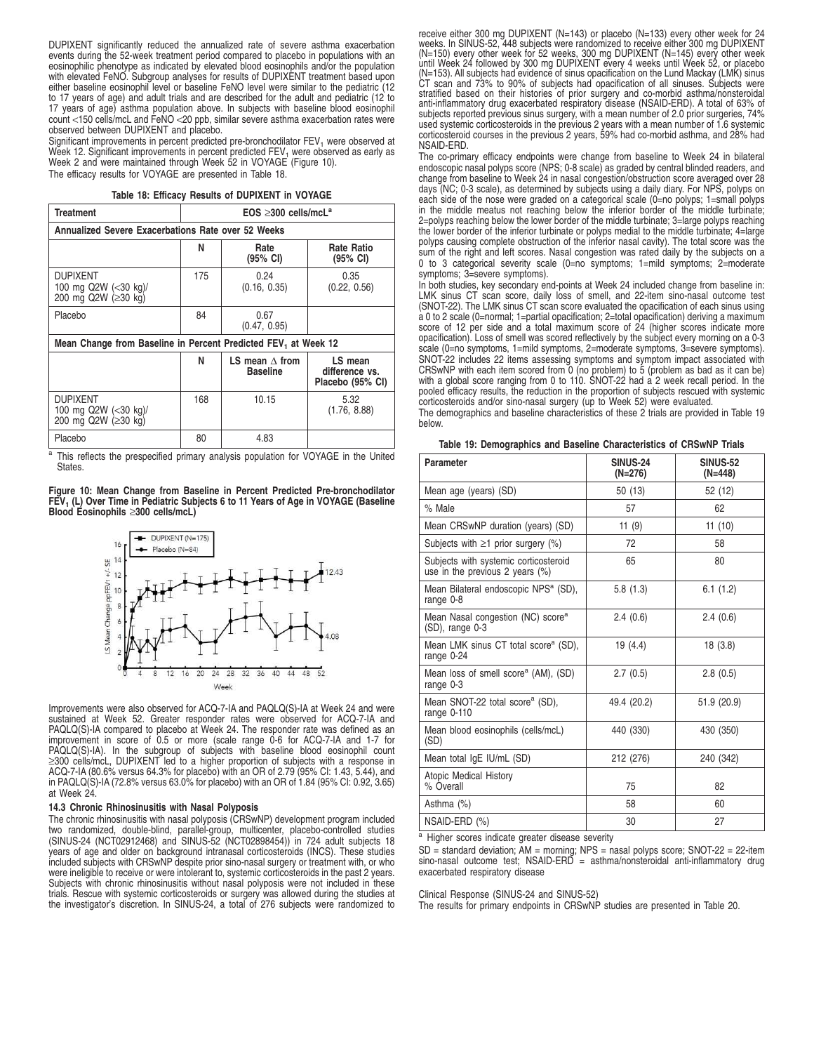DUPIXENT significantly reduced the annualized rate of severe asthma exacerbation events during the 52-week treatment period compared to placebo in populations with an eosinophilic phenotype as indicated by elevated blood eosinophils and/or the population with elevated FeNO. Subgroup analyses for results of DUPIXENT treatment based upon either baseline eosinophil level or baseline FeNO level were similar to the pediatric (12 to 17 years of age) and adult trials and are described for the adult and pediatric (12 to 17 years of age) asthma population above. In subjects with baseline blood eosinophil count <150 cells/mcL and FeNO <20 ppb, similar severe asthma exacerbation rates were observed between DUPIXENT and placebo.

Significant improvements in percent predicted pre-bronchodilator $FEV_1$ were observed at Week 12. Significant improvements in percent predicted $FEV_1$ were observed as early as Week 2 and were maintained through Week 52 in VOYAGE (Figure 10).

The efficacy results for VOYAGE are presented in Table 18.

**Table 18: Efficacy Results of DUPIXENT in VOYAGE**

| Treatment | EOS ≥300 cells/mcL[a] | | |
|---|---|---|---|
| **Annualized Severe Exacerbations Rate over 52 Weeks** | | | |
| | **N** | **Rate (95% CI)** | **Rate Ratio (95% CI)** |
| DUPIXENT 100 mg Q2W (<30 kg)/ 200 mg Q2W (≥30 kg) | 175 | 0.24 (0.16, 0.35) | 0.35 (0.22, 0.56) |
| Placebo | 84 | 0.67 (0.47, 0.95) | |
| **Mean Change from Baseline in Percent Predicted $FEV_1$ at Week 12** | | | |
| | **N** | **LS mean Δ from Baseline** | **LS mean difference vs. Placebo (95% CI)** |
| DUPIXENT 100 mg Q2W (<30 kg)/ 200 mg Q2W (≥30 kg) | 168 | 10.15 | 5.32 (1.76, 8.88) |
| Placebo | 80 | 4.83 | |

[a] This reflects the prespecified primary analysis population for VOYAGE in the United States.

**Figure 10: Mean Change from Baseline in Percent Predicted Pre-bronchodilator $FEV_1$ (L) Over Time in Pediatric Subjects 6 to 11 Years of Age in VOYAGE (Baseline Blood Eosinophils ≥300 cells/mcL)**

Improvements were also observed for ACQ-7-IA and PAQLQ(S)-IA at Week 24 and were sustained at Week 52. Greater responder rates were observed for ACQ-7-IA and PAQLQ(S)-IA compared to placebo at Week 24. The responder rate was defined as an improvement in score of 0.5 or more (scale range 0-6 for ACQ-7-IA and 1-7 for PAQLQ(S)-IA). In the subgroup of subjects with baseline blood eosinophil count ≥300 cells/mcL, DUPIXENT led to a higher proportion of subjects with a response in ACQ-7-IA (80.6% versus 64.3% for placebo) with an OR of 2.79 (95% CI: 1.43, 5.44), and in PAQLQ(S)-IA (72.8% versus 63.0% for placebo) with an OR of 1.84 (95% CI: 0.92, 3.65) at Week 24.

### 14.3 Chronic Rhinosinusitis with Nasal Polyposis

The chronic rhinosinusitis with nasal polyposis (CRSwNP) development program included two randomized, double-blind, parallel-group, multicenter, placebo-controlled studies (SINUS-24 (NCT02912468) and SINUS-52 (NCT02898454)) in 724 adult subjects 18 years of age and older on background intranasal corticosteroids (INCS). These studies included subjects with CRSwNP despite prior sino-nasal surgery or treatment with, or who were ineligible to receive or were intolerant to, systemic corticosteroids in the past 2 years. Subjects with chronic rhinosinusitis without nasal polyposis were not included in these trials. Rescue with systemic corticosteroids or surgery was allowed during the studies at the investigator's discretion. In SINUS-24, a total of 276 subjects were randomized to receive either 300 mg DUPIXENT (N=143) or placebo (N=133) every other week for 24 weeks. In SINUS-52, 448 subjects were randomized to receive either 300 mg DUPIXENT (N=150) every other week for 52 weeks, 300 mg DUPIXENT (N=145) every other week until Week 24 followed by 300 mg DUPIXENT every 4 weeks until Week 52, or placebo (N=153). All subjects had evidence of sinus opacification on the Lund Mackay (LMK) sinus CT scan and 73% to 90% of subjects had opacification of all sinuses. Subjects were stratified based on their histories of prior surgery and co-morbid asthma/nonsteroidal anti-inflammatory drug exacerbated respiratory disease (NSAID-ERD). A total of 63% of subjects reported previous sinus surgery, with a mean number of 2.0 prior surgeries, 74% used systemic corticosteroids in the previous 2 years with a mean number of 1.6 systemic corticosteroid courses in the previous 2 years, 59% had co-morbid asthma, and 28% had NSAID-ERD.

The co-primary efficacy endpoints were change from baseline to Week 24 in bilateral endoscopic nasal polyps score (NPS; 0-8 scale) as graded by central blinded readers, and change from baseline to Week 24 in nasal congestion/obstruction score averaged over 28 days (NC; 0-3 scale), as determined by subjects using a daily diary. For NPS, polyps on each side of the nose were graded on a categorical scale (0=no polyps; 1=small polyps in the middle meatus not reaching below the inferior border of the middle turbinate; 2=polyps reaching below the lower border of the middle turbinate; 3=large polyps reaching the lower border of the inferior turbinate or polyps medial to the middle turbinate; 4=large polyps causing complete obstruction of the inferior nasal cavity). The total score was the sum of the right and left scores. Nasal congestion was rated daily by the subjects on a 0 to 3 categorical severity scale (0=no symptoms; 1=mild symptoms; 2=moderate symptoms; 3=severe symptoms).

In both studies, key secondary end-points at Week 24 included change from baseline in: LMK sinus CT scan score, daily loss of smell, and 22-item sino-nasal outcome test (SNOT-22). The LMK sinus CT scan score evaluated the opacification of each sinus using a 0 to 2 scale (0=normal; 1=partial opacification; 2=total opacification) deriving a maximum score of 12 per side and a total maximum score of 24 (higher scores indicate more opacification). Loss of smell was scored reflectively by the subject every morning on a 0-3 scale (0=no symptoms, 1=mild symptoms, 2=moderate symptoms, 3=severe symptoms). SNOT-22 includes 22 items assessing symptoms and symptom impact associated with CRSwNP with each item scored from 0 (no problem) to 5 (problem as bad as it can be) with a global score ranging from 0 to 110. SNOT-22 had a 2 week recall period. In the pooled efficacy results, the reduction in the proportion of subjects rescued with systemic corticosteroids and/or sino-nasal surgery (up to Week 52) were evaluated.

The demographics and baseline characteristics of these 2 trials are provided in Table 19 below.

**Table 19: Demographics and Baseline Characteristics of CRSwNP Trials**

| Parameter | SINUS-24 (N=276) | SINUS-52 (N=448) |
|---|---|---|
| Mean age (years) (SD) | 50 (13) | 52 (12) |
| % Male | 57 | 62 |
| Mean CRSwNP duration (years) (SD) | 11 (9) | 11 (10) |
| Subjects with ≥1 prior surgery (%) | 72 | 58 |
| Subjects with systemic corticosteroid use in the previous 2 years (%) | 65 | 80 |
| Mean Bilateral endoscopic NPS[a] (SD), range 0-8 | 5.8 (1.3) | 6.1 (1.2) |
| Mean Nasal congestion (NC) score[a] (SD), range 0-3 | 2.4 (0.6) | 2.4 (0.6) |
| Mean LMK sinus CT total score[a] (SD), range 0-24 | 19 (4.4) | 18 (3.8) |
| Mean loss of smell score[a] (AM), (SD) range 0-3 | 2.7 (0.5) | 2.8 (0.5) |
| Mean SNOT-22 total score[a] (SD), range 0-110 | 49.4 (20.2) | 51.9 (20.9) |
| Mean blood eosinophils (cells/mcL) (SD) | 440 (330) | 430 (350) |
| Mean total IgE IU/mL (SD) | 212 (276) | 240 (342) |
| Atopic Medical History % Overall | 75 | 82 |
| Asthma (%) | 58 | 60 |
| NSAID-ERD (%) | 30 | 27 |

[a] Higher scores indicate greater disease severity

SD = standard deviation; AM = morning; NPS = nasal polyps score; SNOT-22 = 22-item sino-nasal outcome test; NSAID-ERD = asthma/nonsteroidal anti-inflammatory drug exacerbated respiratory disease

Clinical Response (SINUS-24 and SINUS-52)

The results for primary endpoints in CRSwNP studies are presented in Table 20.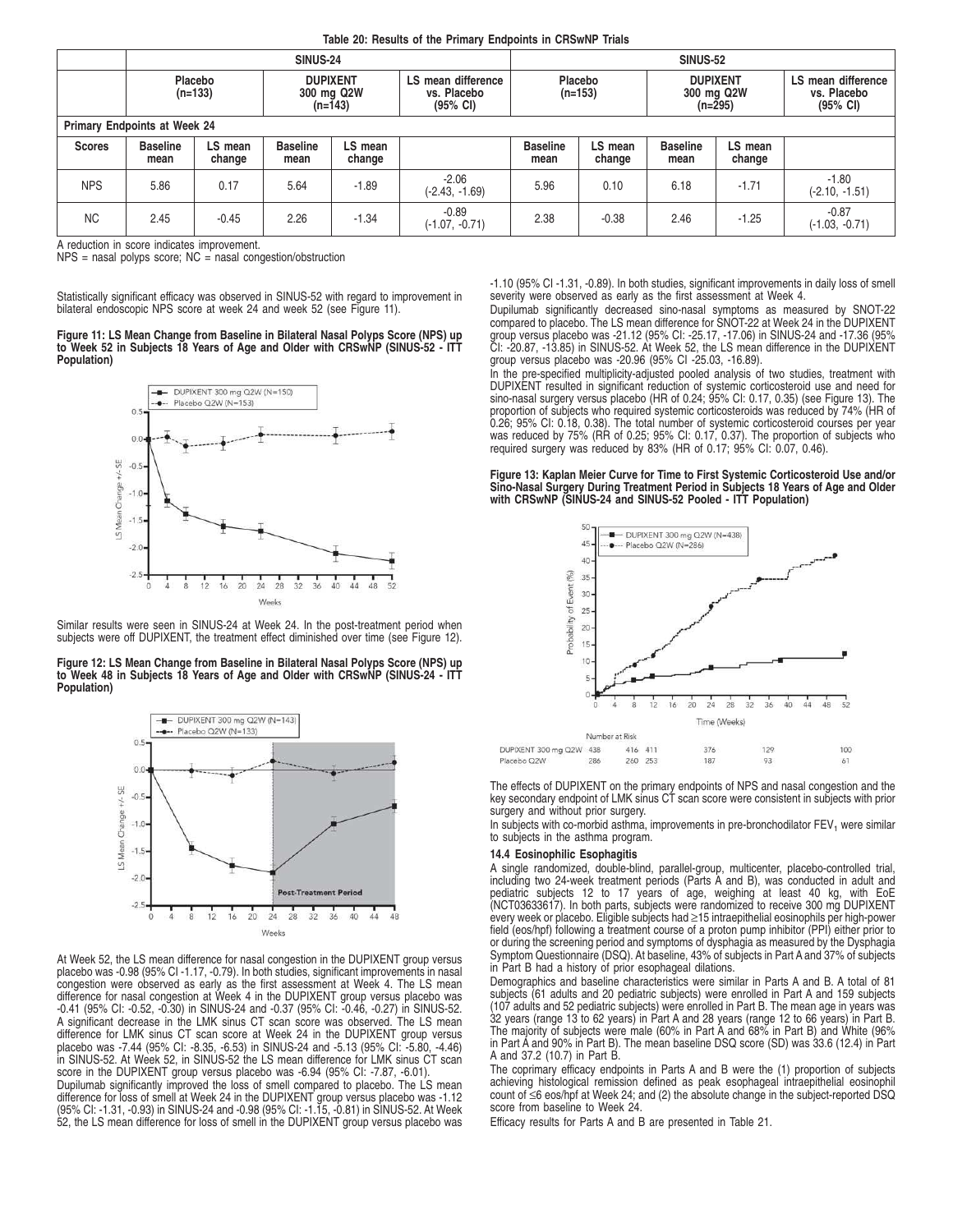**Table 20: Results of the Primary Endpoints in CRSwNP Trials**

| | SINUS-24 | | | | | SINUS-52 | | | | |
|---|---|---|---|---|---|---|---|---|---|---|
| | Placebo (n=133) | | DUPIXENT 300 mg Q2W (n=143) | | LS mean difference vs. Placebo (95% CI) | Placebo (n=153) | | DUPIXENT 300 mg Q2W (n=295) | | LS mean difference vs. Placebo (95% CI) |
| **Primary Endpoints at Week 24** | | | | | | | | | | |
| **Scores** | **Baseline mean** | **LS mean change** | **Baseline mean** | **LS mean change** | | **Baseline mean** | **LS mean change** | **Baseline mean** | **LS mean change** | |
| NPS | 5.86 | 0.17 | 5.64 | -1.89 | -2.06 (-2.43, -1.69) | 5.96 | 0.10 | 6.18 | -1.71 | -1.80 (-2.10, -1.51) |
| NC | 2.45 | -0.45 | 2.26 | -1.34 | -0.89 (-1.07, -0.71) | 2.38 | -0.38 | 2.46 | -1.25 | -0.87 (-1.03, -0.71) |

A reduction in score indicates improvement.
NPS = nasal polyps score; NC = nasal congestion/obstruction

Statistically significant efficacy was observed in SINUS-52 with regard to improvement in bilateral endoscopic NPS score at week 24 and week 52 (see Figure 11).

**Figure 11: LS Mean Change from Baseline in Bilateral Nasal Polyps Score (NPS) up to Week 52 in Subjects 18 Years of Age and Older with CRSwNP (SINUS-52 - ITT Population)**

Similar results were seen in SINUS-24 at Week 24. In the post-treatment period when subjects were off DUPIXENT, the treatment effect diminished over time (see Figure 12).

**Figure 12: LS Mean Change from Baseline in Bilateral Nasal Polyps Score (NPS) up to Week 48 in Subjects 18 Years of Age and Older with CRSwNP (SINUS-24 - ITT Population)**

At Week 52, the LS mean difference for nasal congestion in the DUPIXENT group versus placebo was -0.98 (95% CI -1.17, -0.79). In both studies, significant improvements in nasal congestion were observed as early as the first assessment at Week 4. The LS mean difference for nasal congestion at Week 4 in the DUPIXENT group versus placebo was -0.41 (95% CI: -0.52, -0.30) in SINUS-24 and -0.37 (95% CI: -0.46, -0.27) in SINUS-52. A significant decrease in the LMK sinus CT scan score was observed. The LS mean difference for LMK sinus CT scan score at Week 24 in the DUPIXENT group versus placebo was -7.44 (95% CI: -8.35, -6.53) in SINUS-24 and -5.13 (95% CI: -5.80, -4.46) in SINUS-52. At Week 52, in SINUS-52 the LS mean difference for LMK sinus CT scan score in the DUPIXENT group versus placebo was -6.94 (95% CI: -7.87, -6.01).

Dupilumab significantly improved the loss of smell compared to placebo. The LS mean difference for loss of smell at Week 24 in the DUPIXENT group versus placebo was -1.12 (95% CI: -1.31, -0.93) in SINUS-24 and -0.98 (95% CI: -1.15, -0.81) in SINUS-52. At Week 52, the LS mean difference for loss of smell in the DUPIXENT group versus placebo was -1.10 (95% CI -1.31, -0.89). In both studies, significant improvements in daily loss of smell severity were observed as early as the first assessment at Week 4.

Dupilumab significantly decreased sino-nasal symptoms as measured by SNOT-22 compared to placebo. The LS mean difference for SNOT-22 at Week 24 in the DUPIXENT group versus placebo was -21.12 (95% CI: -25.17, -17.06) in SINUS-24 and -17.36 (95% CI: -20.87, -13.85) in SINUS-52. At Week 52, the LS mean difference in the DUPIXENT group versus placebo was -20.96 (95% CI -25.03, -16.89).

In the pre-specified multiplicity-adjusted pooled analysis of two studies, treatment with DUPIXENT resulted in significant reduction of systemic corticosteroid use and need for sino-nasal surgery versus placebo (HR of 0.24; 95% CI: 0.17, 0.35) (see Figure 13). The proportion of subjects who required systemic corticosteroids was reduced by 74% (HR of 0.26; 95% CI: 0.18, 0.38). The total number of systemic corticosteroid courses per year was reduced by 75% (RR of 0.25; 95% CI: 0.17, 0.37). The proportion of subjects who required surgery was reduced by 83% (HR of 0.17; 95% CI: 0.07, 0.46).

**Figure 13: Kaplan Meier Curve for Time to First Systemic Corticosteroid Use and/or Sino-Nasal Surgery During Treatment Period in Subjects 18 Years of Age and Older with CRSwNP (SINUS-24 and SINUS-52 Pooled - ITT Population)**

The effects of DUPIXENT on the primary endpoints of NPS and nasal congestion and the key secondary endpoint of LMK sinus CT scan score were consistent in subjects with prior surgery and without prior surgery.

In subjects with co-morbid asthma, improvements in pre-bronchodilator $FEV_1$ were similar to subjects in the asthma program.

### 14.4 Eosinophilic Esophagitis

A single randomized, double-blind, parallel-group, multicenter, placebo-controlled trial, including two 24-week treatment periods (Parts A and B), was conducted in adult and pediatric subjects 12 to 17 years of age, weighing at least 40 kg, with EoE (NCT03633617). In both parts, subjects were randomized to receive 300 mg DUPIXENT every week or placebo. Eligible subjects had ≥15 intraepithelial eosinophils per high-power field (eos/hpf) following a treatment course of a proton pump inhibitor (PPI) either prior to or during the screening period and symptoms of dysphagia as measured by the Dysphagia Symptom Questionnaire (DSQ). At baseline, 43% of subjects in Part A and 37% of subjects in Part B had a history of prior esophageal dilations.

Demographics and baseline characteristics were similar in Parts A and B. A total of 81 subjects (61 adults and 20 pediatric subjects) were enrolled in Part A and 159 subjects (107 adults and 52 pediatric subjects) were enrolled in Part B. The mean age in years was 32 years (range 13 to 62 years) in Part A and 28 years (range 12 to 66 years) in Part B. The majority of subjects were male (60% in Part A and 68% in Part B) and White (96% in Part A and 90% in Part B). The mean baseline DSQ score (SD) was 33.6 (12.4) in Part A and 37.2 (10.7) in Part B.

The coprimary efficacy endpoints in Parts A and B were the (1) proportion of subjects achieving histological remission defined as peak esophageal intraepithelial eosinophil count of ≤6 eos/hpf at Week 24; and (2) the absolute change in the subject-reported DSQ score from baseline to Week 24.

Efficacy results for Parts A and B are presented in Table 21.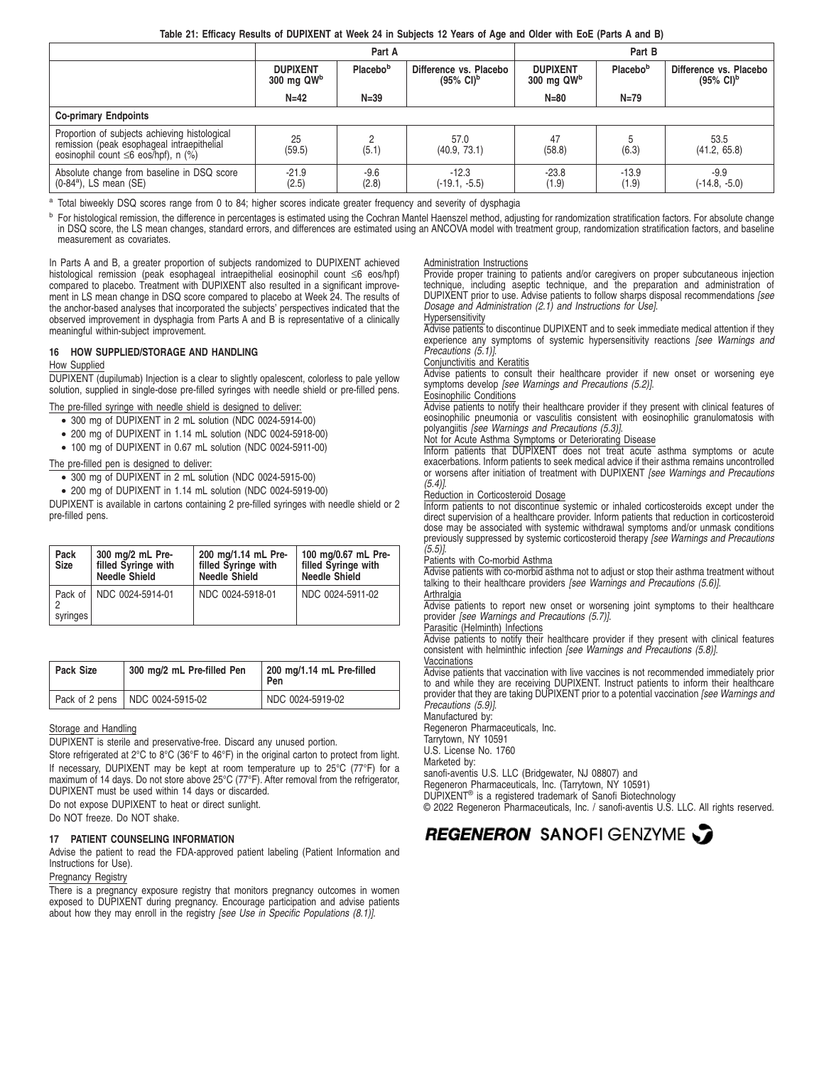**Table 21: Efficacy Results of DUPIXENT at Week 24 in Subjects 12 Years of Age and Older with EoE (Parts A and B)**

| | Part A | | | Part B | | |
|---|---|---|---|---|---|---|
| | DUPIXENT 300 mg QW[b] | Placebo[b] | Difference vs. Placebo (95% CI)[b] | DUPIXENT 300 mg QW[b] | Placebo[b] | Difference vs. Placebo (95% CI)[b] |
| | N=42 | N=39 | | N=80 | N=79 | |
| **Co-primary Endpoints** | | | | | | |
| Proportion of subjects achieving histological remission (peak esophageal intraepithelial eosinophil count ≤6 eos/hpf), n (%) | 25 (59.5) | 2 (5.1) | 57.0 (40.9, 73.1) | 47 (58.8) | 5 (6.3) | 53.5 (41.2, 65.8) |
| Absolute change from baseline in DSQ score (0-84[a]), LS mean (SE) | -21.9 (2.5) | -9.6 (2.8) | -12.3 (-19.1, -5.5) | -23.8 (1.9) | -13.9 (1.9) | -9.9 (-14.8, -5.0) |

[a] Total biweekly DSQ scores range from 0 to 84; higher scores indicate greater frequency and severity of dysphagia

[b] For histological remission, the difference in percentages is estimated using the Cochran Mantel Haenszel method, adjusting for randomization stratification factors. For absolute change in DSQ score, the LS mean changes, standard errors, and differences are estimated using an ANCOVA model with treatment group, randomization stratification factors, and baseline measurement as covariates.

In Parts A and B, a greater proportion of subjects randomized to DUPIXENT achieved histological remission (peak esophageal intraepithelial eosinophil count ≤6 eos/hpf) compared to placebo. Treatment with DUPIXENT also resulted in a significant improvement in LS mean change in DSQ score compared to placebo at Week 24. The results of the anchor-based analyses that incorporated the subjects' perspectives indicated that the observed improvement in dysphagia from Parts A and B is representative of a clinically meaningful within-subject improvement.

## 16 HOW SUPPLIED/STORAGE AND HANDLING

How Supplied

DUPIXENT (dupilumab) Injection is a clear to slightly opalescent, colorless to pale yellow solution, supplied in single-dose pre-filled syringes with needle shield or pre-filled pens.

The pre-filled syringe with needle shield is designed to deliver:

- 300 mg of DUPIXENT in 2 mL solution (NDC 0024-5914-00)
- 200 mg of DUPIXENT in 1.14 mL solution (NDC 0024-5918-00)
- 100 mg of DUPIXENT in 0.67 mL solution (NDC 0024-5911-00)

The pre-filled pen is designed to deliver:

- 300 mg of DUPIXENT in 2 mL solution (NDC 0024-5915-00)
- 200 mg of DUPIXENT in 1.14 mL solution (NDC 0024-5919-00)

DUPIXENT is available in cartons containing 2 pre-filled syringes with needle shield or 2 pre-filled pens.

| Pack Size | 300 mg/2 mL Pre-filled Syringe with Needle Shield | 200 mg/1.14 mL Pre-filled Syringe with Needle Shield | 100 mg/0.67 mL Pre-filled Syringe with Needle Shield |
|---|---|---|---|
| Pack of 2 syringes | NDC 0024-5914-01 | NDC 0024-5918-01 | NDC 0024-5911-02 |

| Pack Size | 300 mg/2 mL Pre-filled Pen | 200 mg/1.14 mL Pre-filled Pen |
|---|---|---|
| Pack of 2 pens | NDC 0024-5915-02 | NDC 0024-5919-02 |

Storage and Handling

DUPIXENT is sterile and preservative-free. Discard any unused portion.

Store refrigerated at 2°C to 8°C (36°F to 46°F) in the original carton to protect from light.

If necessary, DUPIXENT may be kept at room temperature up to 25°C (77°F) for a maximum of 14 days. Do not store above 25°C (77°F). After removal from the refrigerator, DUPIXENT must be used within 14 days or discarded.

Do not expose DUPIXENT to heat or direct sunlight.

Do NOT freeze. Do NOT shake.

## 17 PATIENT COUNSELING INFORMATION

Advise the patient to read the FDA-approved patient labeling (Patient Information and Instructions for Use).

Pregnancy Registry

There is a pregnancy exposure registry that monitors pregnancy outcomes in women exposed to DUPIXENT during pregnancy. Encourage participation and advise patients about how they may enroll in the registry *[see Use in Specific Populations (8.1)]*.

Administration Instructions

Provide proper training to patients and/or caregivers on proper subcutaneous injection technique, including aseptic technique, and the preparation and administration of DUPIXENT prior to use. Advise patients to follow sharps disposal recommendations *[see Dosage and Administration (2.1) and Instructions for Use]*.

Hypersensitivity

Advise patients to discontinue DUPIXENT and to seek immediate medical attention if they experience any symptoms of systemic hypersensitivity reactions *[see Warnings and Precautions (5.1)]*.

Conjunctivitis and Keratitis

Advise patients to consult their healthcare provider if new onset or worsening eye symptoms develop *[see Warnings and Precautions (5.2)]*.

Eosinophilic Conditions

Advise patients to notify their healthcare provider if they present with clinical features of eosinophilic pneumonia or vasculitis consistent with eosinophilic granulomatosis with polyangiitis *[see Warnings and Precautions (5.3)]*.

Not for Acute Asthma Symptoms or Deteriorating Disease

Inform patients that DUPIXENT does not treat acute asthma symptoms or acute exacerbations. Inform patients to seek medical advice if their asthma remains uncontrolled or worsens after initiation of treatment with DUPIXENT *[see Warnings and Precautions (5.4)]*.

Reduction in Corticosteroid Dosage

Inform patients to not discontinue systemic or inhaled corticosteroids except under the direct supervision of a healthcare provider. Inform patients that reduction in corticosteroid dose may be associated with systemic withdrawal symptoms and/or unmask conditions previously suppressed by systemic corticosteroid therapy *[see Warnings and Precautions (5.5)]*.

Patients with Co-morbid Asthma

Advise patients with co-morbid asthma not to adjust or stop their asthma treatment without talking to their healthcare providers *[see Warnings and Precautions (5.6)]*.

Arthralgia

Advise patients to report new onset or worsening joint symptoms to their healthcare provider *[see Warnings and Precautions (5.7)]*.

Parasitic (Helminth) Infections

Advise patients to notify their healthcare provider if they present with clinical features consistent with helminthic infection *[see Warnings and Precautions (5.8)]*.

Vaccinations

Advise patients that vaccination with live vaccines is not recommended immediately prior to and while they are receiving DUPIXENT. Instruct patients to inform their healthcare provider that they are taking DUPIXENT prior to a potential vaccination *[see Warnings and Precautions (5.9)]*.

Manufactured by:
Regeneron Pharmaceuticals, Inc.
Tarrytown, NY 10591
U.S. License No. 1760

Marketed by:
sanofi-aventis U.S. LLC (Bridgewater, NJ 08807) and
Regeneron Pharmaceuticals, Inc. (Tarrytown, NY 10591)

DUPIXENT® is a registered trademark of Sanofi Biotechnology

© 2022 Regeneron Pharmaceuticals, Inc. / sanofi-aventis U.S. LLC. All rights reserved.

**REGENERON** SANOFI GENZYME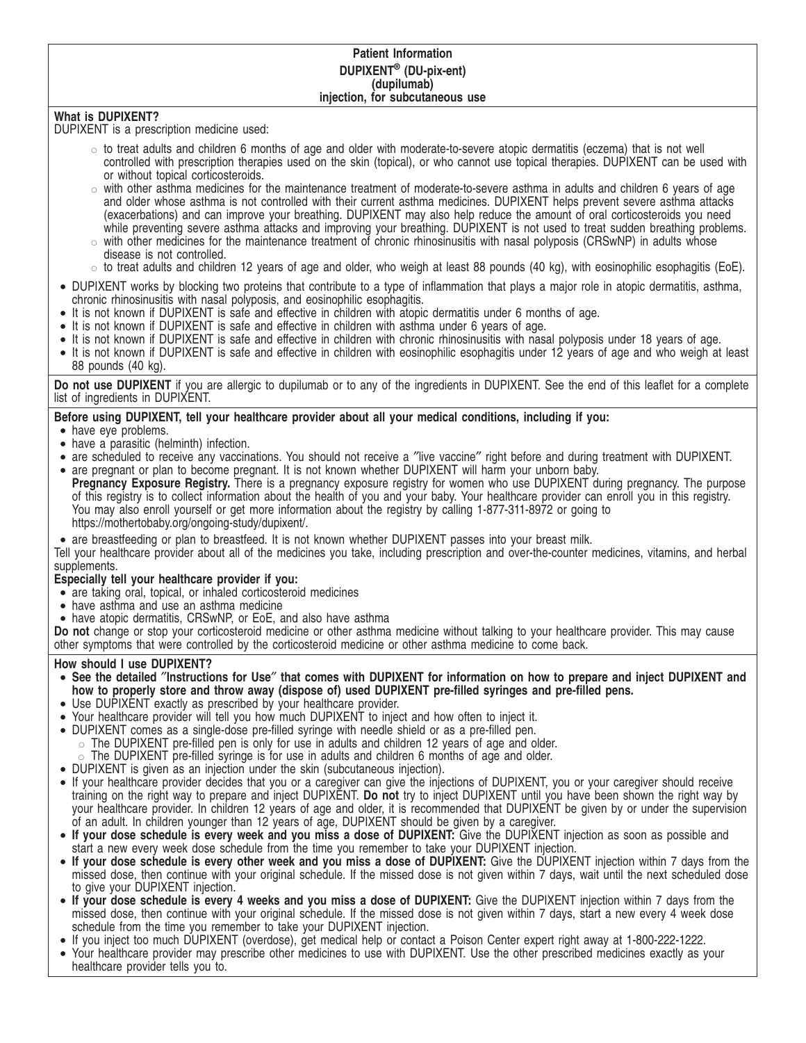# Patient Information
## DUPIXENT® (DU-pix-ent)
## (dupilumab)
## injection, for subcutaneous use

**What is DUPIXENT?**

DUPIXENT is a prescription medicine used:

- to treat adults and children 6 months of age and older with moderate-to-severe atopic dermatitis (eczema) that is not well controlled with prescription therapies used on the skin (topical), or who cannot use topical therapies. DUPIXENT can be used with or without topical corticosteroids.
- with other asthma medicines for the maintenance treatment of moderate-to-severe asthma in adults and children 6 years of age and older whose asthma is not controlled with their current asthma medicines. DUPIXENT helps prevent severe asthma attacks (exacerbations) and can improve your breathing. DUPIXENT may also help reduce the amount of oral corticosteroids you need while preventing severe asthma attacks and improving your breathing. DUPIXENT is not used to treat sudden breathing problems.
- with other medicines for the maintenance treatment of chronic rhinosinusitis with nasal polyposis (CRSwNP) in adults whose disease is not controlled.
- to treat adults and children 12 years of age and older, who weigh at least 88 pounds (40 kg), with eosinophilic esophagitis (EoE).

- DUPIXENT works by blocking two proteins that contribute to a type of inflammation that plays a major role in atopic dermatitis, asthma, chronic rhinosinusitis with nasal polyposis, and eosinophilic esophagitis.
- It is not known if DUPIXENT is safe and effective in children with atopic dermatitis under 6 months of age.
- It is not known if DUPIXENT is safe and effective in children with asthma under 6 years of age.
- It is not known if DUPIXENT is safe and effective in children with chronic rhinosinusitis with nasal polyposis under 18 years of age.
- It is not known if DUPIXENT is safe and effective in children with eosinophilic esophagitis under 12 years of age and who weigh at least 88 pounds (40 kg).

**Do not use DUPIXENT** if you are allergic to dupilumab or to any of the ingredients in DUPIXENT. See the end of this leaflet for a complete list of ingredients in DUPIXENT.

**Before using DUPIXENT, tell your healthcare provider about all your medical conditions, including if you:**

- have eye problems.
- have a parasitic (helminth) infection.
- are scheduled to receive any vaccinations. You should not receive a "live vaccine" right before and during treatment with DUPIXENT.
- are pregnant or plan to become pregnant. It is not known whether DUPIXENT will harm your unborn baby.
  **Pregnancy Exposure Registry.** There is a pregnancy exposure registry for women who use DUPIXENT during pregnancy. The purpose of this registry is to collect information about the health of you and your baby. Your healthcare provider can enroll you in this registry. You may also enroll yourself or get more information about the registry by calling 1-877-311-8972 or going to https://mothertobaby.org/ongoing-study/dupixent/.
- are breastfeeding or plan to breastfeed. It is not known whether DUPIXENT passes into your breast milk.

Tell your healthcare provider about all of the medicines you take, including prescription and over-the-counter medicines, vitamins, and herbal supplements.

**Especially tell your healthcare provider if you:**

- are taking oral, topical, or inhaled corticosteroid medicines
- have asthma and use an asthma medicine
- have atopic dermatitis, CRSwNP, or EoE, and also have asthma

**Do not** change or stop your corticosteroid medicine or other asthma medicine without talking to your healthcare provider. This may cause other symptoms that were controlled by the corticosteroid medicine or other asthma medicine to come back.

**How should I use DUPIXENT?**

- **See the detailed "Instructions for Use" that comes with DUPIXENT for information on how to prepare and inject DUPIXENT and how to properly store and throw away (dispose of) used DUPIXENT pre-filled syringes and pre-filled pens.**
- Use DUPIXENT exactly as prescribed by your healthcare provider.
- Your healthcare provider will tell you how much DUPIXENT to inject and how often to inject it.
- DUPIXENT comes as a single-dose pre-filled syringe with needle shield or as a pre-filled pen.
  - The DUPIXENT pre-filled pen is only for use in adults and children 12 years of age and older.
  - The DUPIXENT pre-filled syringe is for use in adults and children 6 months of age and older.
- DUPIXENT is given as an injection under the skin (subcutaneous injection).
- If your healthcare provider decides that you or a caregiver can give the injections of DUPIXENT, you or your caregiver should receive training on the right way to prepare and inject DUPIXENT. **Do not** try to inject DUPIXENT until you have been shown the right way by your healthcare provider. In children 12 years of age and older, it is recommended that DUPIXENT be given by or under the supervision of an adult. In children younger than 12 years of age, DUPIXENT should be given by a caregiver.
- **If your dose schedule is every week and you miss a dose of DUPIXENT:** Give the DUPIXENT injection as soon as possible and start a new every week dose schedule from the time you remember to take your DUPIXENT injection.
- **If your dose schedule is every other week and you miss a dose of DUPIXENT:** Give the DUPIXENT injection within 7 days from the missed dose, then continue with your original schedule. If the missed dose is not given within 7 days, wait until the next scheduled dose to give your DUPIXENT injection.
- **If your dose schedule is every 4 weeks and you miss a dose of DUPIXENT:** Give the DUPIXENT injection within 7 days from the missed dose, then continue with your original schedule. If the missed dose is not given within 7 days, start a new every 4 week dose schedule from the time you remember to take your DUPIXENT injection.
- If you inject too much DUPIXENT (overdose), get medical help or contact a Poison Center expert right away at 1-800-222-1222.
- Your healthcare provider may prescribe other medicines to use with DUPIXENT. Use the other prescribed medicines exactly as your healthcare provider tells you to.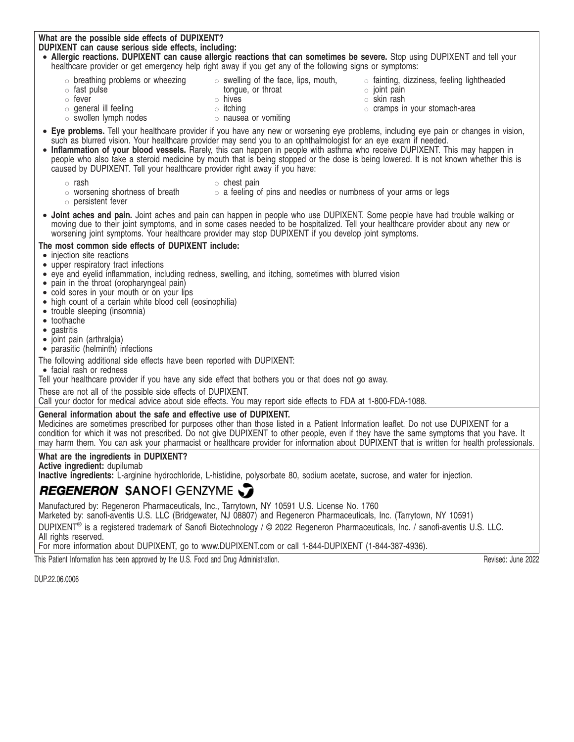**What are the possible side effects of DUPIXENT?**

**DUPIXENT can cause serious side effects, including:**

- **Allergic reactions. DUPIXENT can cause allergic reactions that can sometimes be severe.** Stop using DUPIXENT and tell your healthcare provider or get emergency help right away if you get any of the following signs or symptoms:
  - breathing problems or wheezing
  - fast pulse
  - fever
  - general ill feeling
  - swollen lymph nodes
  - swelling of the face, lips, mouth, tongue, or throat
  - hives
  - itching
  - nausea or vomiting
  - fainting, dizziness, feeling lightheaded
  - joint pain
  - skin rash
  - cramps in your stomach-area
- **Eye problems.** Tell your healthcare provider if you have any new or worsening eye problems, including eye pain or changes in vision, such as blurred vision. Your healthcare provider may send you to an ophthalmologist for an eye exam if needed.
- **Inflammation of your blood vessels.** Rarely, this can happen in people with asthma who receive DUPIXENT. This may happen in people who also take a steroid medicine by mouth that is being stopped or the dose is being lowered. It is not known whether this is caused by DUPIXENT. Tell your healthcare provider right away if you have:
  - rash
  - worsening shortness of breath
  - persistent fever
  - chest pain
  - a feeling of pins and needles or numbness of your arms or legs
- **Joint aches and pain.** Joint aches and pain can happen in people who use DUPIXENT. Some people have had trouble walking or moving due to their joint symptoms, and in some cases needed to be hospitalized. Tell your healthcare provider about any new or worsening joint symptoms. Your healthcare provider may stop DUPIXENT if you develop joint symptoms.

**The most common side effects of DUPIXENT include:**

- injection site reactions
- upper respiratory tract infections
- eye and eyelid inflammation, including redness, swelling, and itching, sometimes with blurred vision
- pain in the throat (oropharyngeal pain)
- cold sores in your mouth or on your lips
- high count of a certain white blood cell (eosinophilia)
- trouble sleeping (insomnia)
- toothache
- gastritis
- joint pain (arthralgia)
- parasitic (helminth) infections

The following additional side effects have been reported with DUPIXENT:

- facial rash or redness

Tell your healthcare provider if you have any side effect that bothers you or that does not go away.

These are not all of the possible side effects of DUPIXENT.

Call your doctor for medical advice about side effects. You may report side effects to FDA at 1-800-FDA-1088.

**General information about the safe and effective use of DUPIXENT.**

Medicines are sometimes prescribed for purposes other than those listed in a Patient Information leaflet. Do not use DUPIXENT for a condition for which it was not prescribed. Do not give DUPIXENT to other people, even if they have the same symptoms that you have. It may harm them. You can ask your pharmacist or healthcare provider for information about DUPIXENT that is written for health professionals.

**What are the ingredients in DUPIXENT?**

**Active ingredient:** dupilumab

**Inactive ingredients:** L-arginine hydrochloride, L-histidine, polysorbate 80, sodium acetate, sucrose, and water for injection.

**REGENERON** SANOFI GENZYME

Manufactured by: Regeneron Pharmaceuticals, Inc., Tarrytown, NY 10591 U.S. License No. 1760

Marketed by: sanofi-aventis U.S. LLC (Bridgewater, NJ 08807) and Regeneron Pharmaceuticals, Inc. (Tarrytown, NY 10591)

DUPIXENT® is a registered trademark of Sanofi Biotechnology / © 2022 Regeneron Pharmaceuticals, Inc. / sanofi-aventis U.S. LLC. All rights reserved.

For more information about DUPIXENT, go to www.DUPIXENT.com or call 1-844-DUPIXENT (1-844-387-4936).

This Patient Information has been approved by the U.S. Food and Drug Administration. Revised: June 2022

DUP.22.06.0006